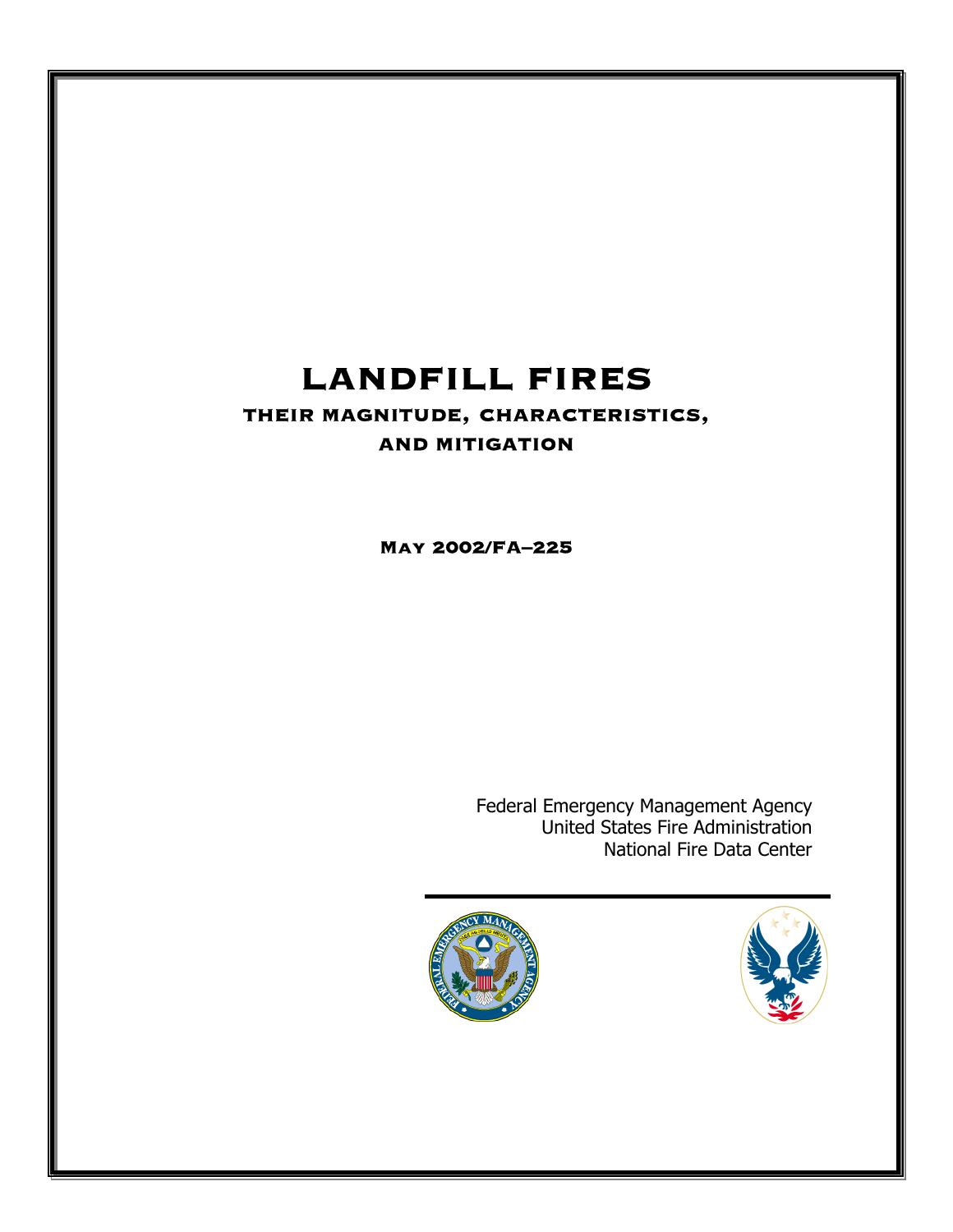# LANDFILL FIRES

## THEIR MAGNITUDE, CHARACTERISTICS, AND MITIGATION

**May 2002/FA–225**

Federal Emergency Management Agency
United States Fire Administration
National Fire Data Center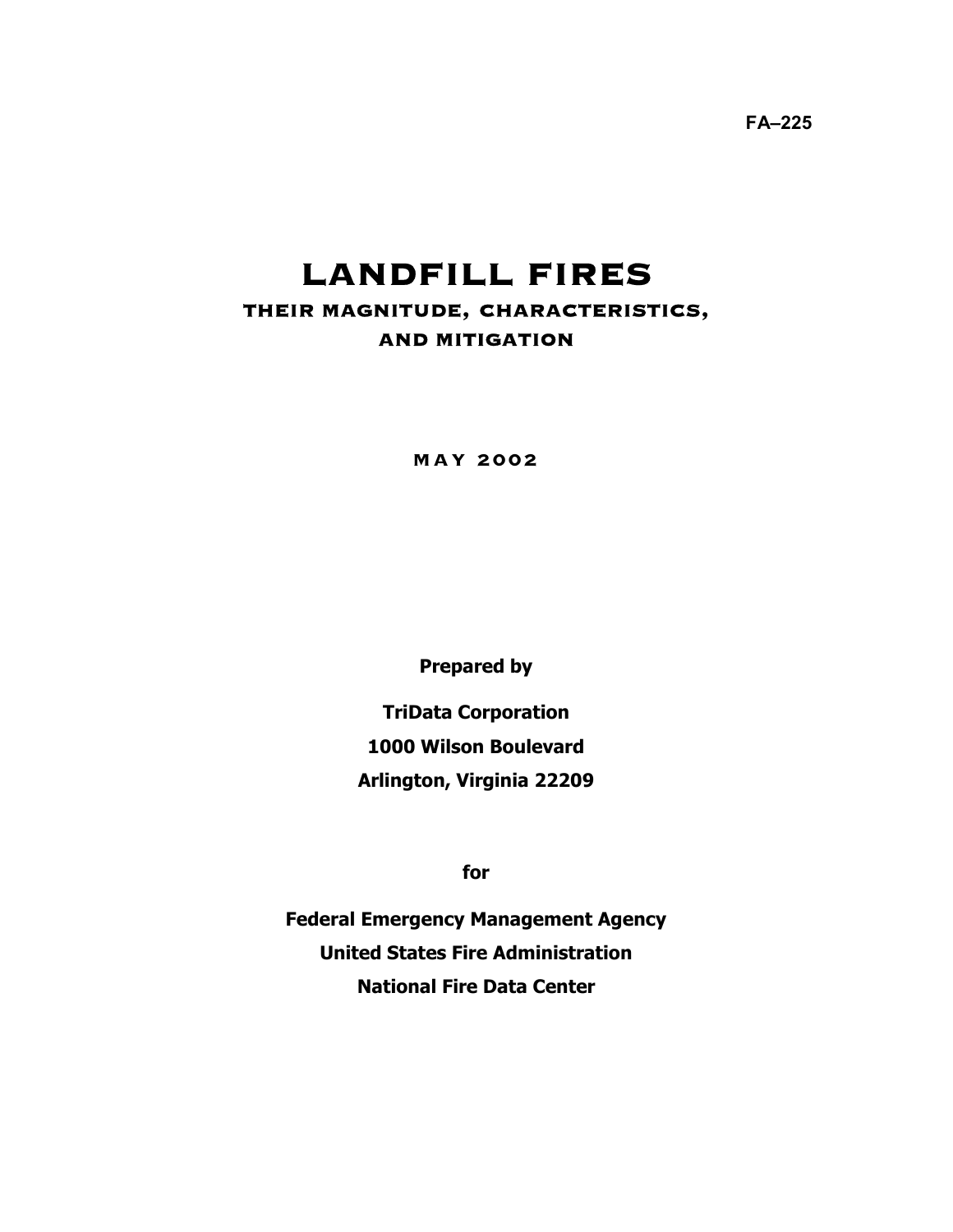FA–225

# LANDFILL FIRES

## THEIR MAGNITUDE, CHARACTERISTICS, AND MITIGATION

MAY 2002

**Prepared by**

**TriData Corporation**
**1000 Wilson Boulevard**
**Arlington, Virginia 22209**

**for**

**Federal Emergency Management Agency**
**United States Fire Administration**
**National Fire Data Center**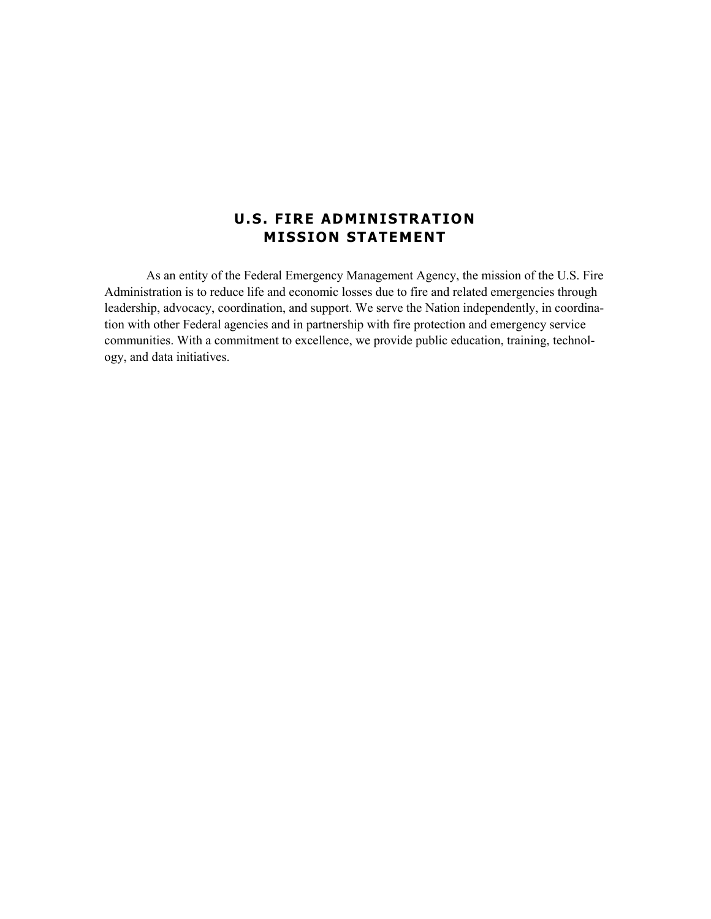# U.S. FIRE ADMINISTRATION MISSION STATEMENT

As an entity of the Federal Emergency Management Agency, the mission of the U.S. Fire Administration is to reduce life and economic losses due to fire and related emergencies through leadership, advocacy, coordination, and support. We serve the Nation independently, in coordination with other Federal agencies and in partnership with fire protection and emergency service communities. With a commitment to excellence, we provide public education, training, technology, and data initiatives.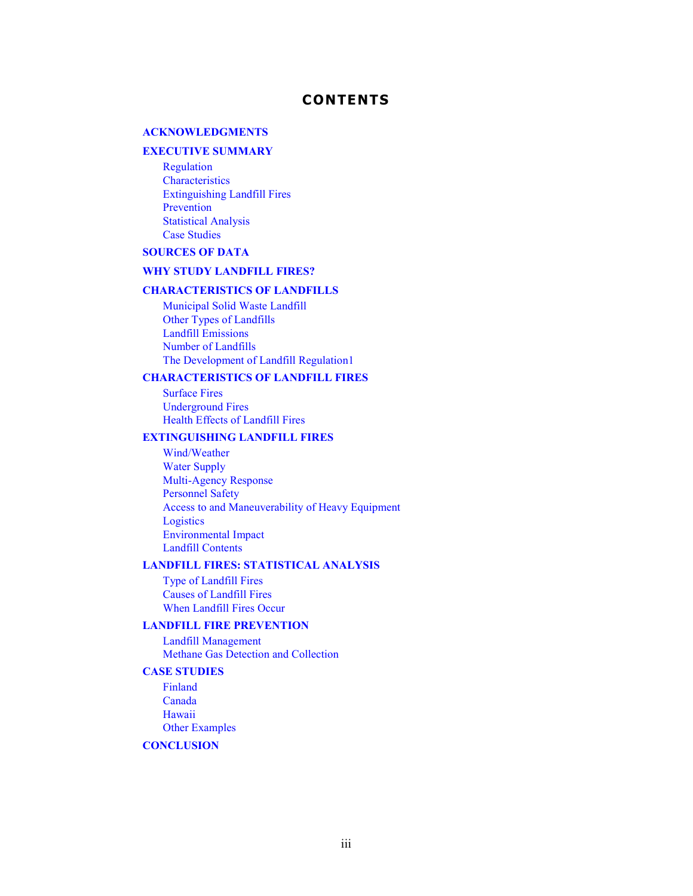# CONTENTS

**ACKNOWLEDGMENTS**

**EXECUTIVE SUMMARY**

- Regulation
- Characteristics
- Extinguishing Landfill Fires
- Prevention
- Statistical Analysis
- Case Studies

**SOURCES OF DATA**

**WHY STUDY LANDFILL FIRES?**

**CHARACTERISTICS OF LANDFILLS**

- Municipal Solid Waste Landfill
- Other Types of Landfills
- Landfill Emissions
- Number of Landfills
- The Development of Landfill Regulation1

**CHARACTERISTICS OF LANDFILL FIRES**

- Surface Fires
- Underground Fires
- Health Effects of Landfill Fires

**EXTINGUISHING LANDFILL FIRES**

- Wind/Weather
- Water Supply
- Multi-Agency Response
- Personnel Safety
- Access to and Maneuverability of Heavy Equipment
- Logistics
- Environmental Impact
- Landfill Contents

**LANDFILL FIRES: STATISTICAL ANALYSIS**

- Type of Landfill Fires
- Causes of Landfill Fires
- When Landfill Fires Occur

**LANDFILL FIRE PREVENTION**

- Landfill Management
- Methane Gas Detection and Collection

**CASE STUDIES**

- Finland
- Canada
- Hawaii
- Other Examples

**CONCLUSION**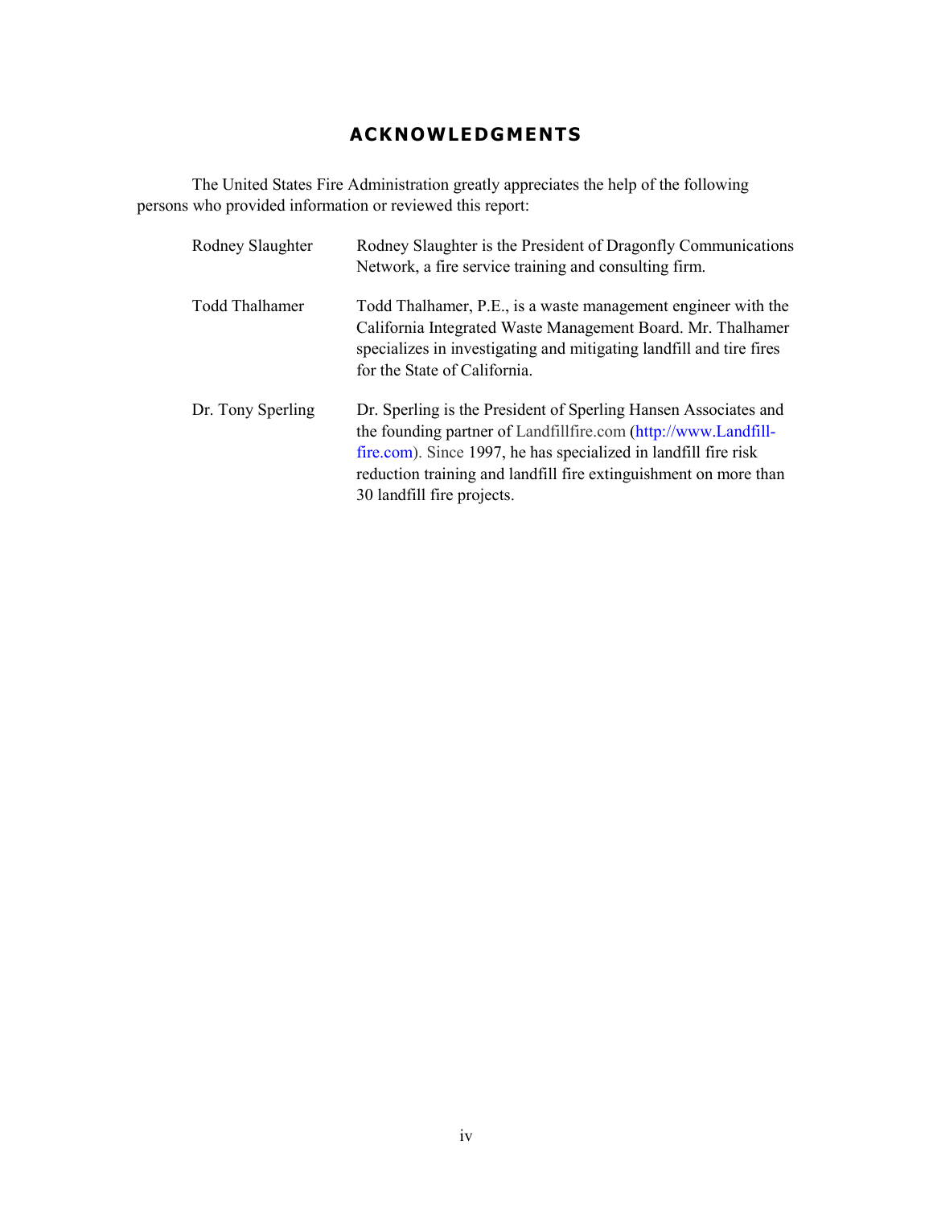# ACKNOWLEDGMENTS

The United States Fire Administration greatly appreciates the help of the following persons who provided information or reviewed this report:

| | |
|---|---|
| Rodney Slaughter | Rodney Slaughter is the President of Dragonfly Communications Network, a fire service training and consulting firm. |
| Todd Thalhamer | Todd Thalhamer, P.E., is a waste management engineer with the California Integrated Waste Management Board. Mr. Thalhamer specializes in investigating and mitigating landfill and tire fires for the State of California. |
| Dr. Tony Sperling | Dr. Sperling is the President of Sperling Hansen Associates and the founding partner of Landfillfire.com (http://www.Landfill-fire.com). Since 1997, he has specialized in landfill fire risk reduction training and landfill fire extinguishment on more than 30 landfill fire projects. |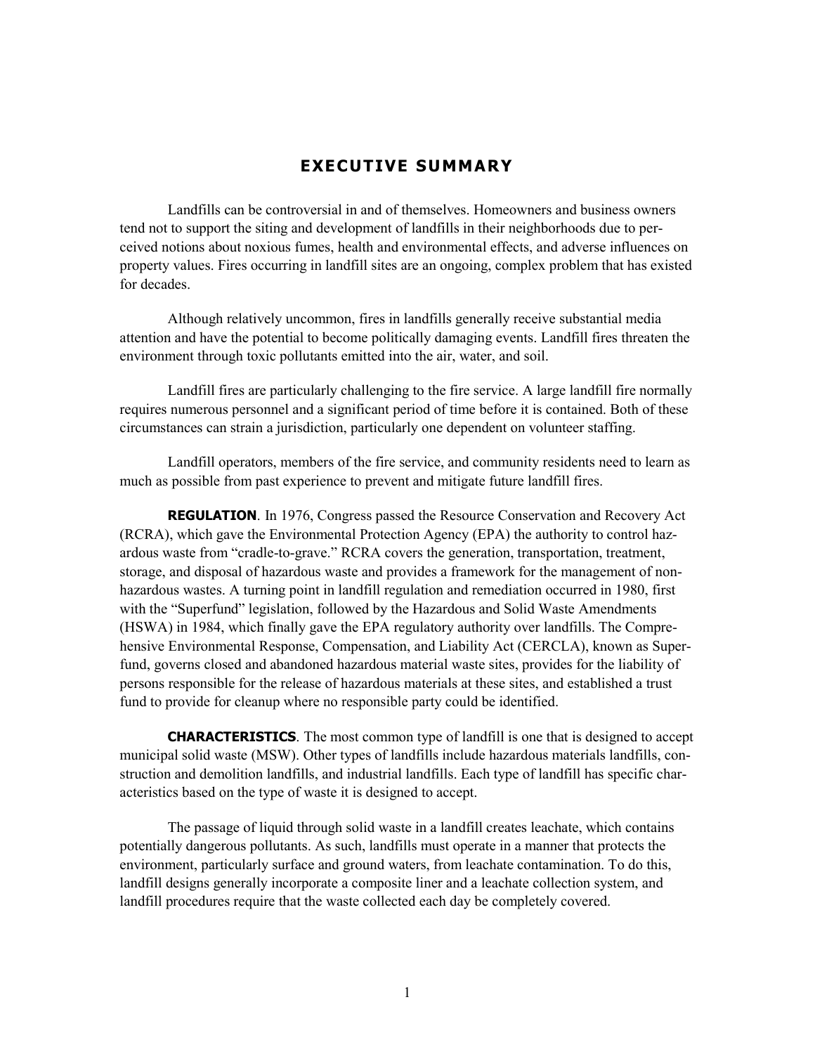# EXECUTIVE SUMMARY

Landfills can be controversial in and of themselves. Homeowners and business owners tend not to support the siting and development of landfills in their neighborhoods due to perceived notions about noxious fumes, health and environmental effects, and adverse influences on property values. Fires occurring in landfill sites are an ongoing, complex problem that has existed for decades.

Although relatively uncommon, fires in landfills generally receive substantial media attention and have the potential to become politically damaging events. Landfill fires threaten the environment through toxic pollutants emitted into the air, water, and soil.

Landfill fires are particularly challenging to the fire service. A large landfill fire normally requires numerous personnel and a significant period of time before it is contained. Both of these circumstances can strain a jurisdiction, particularly one dependent on volunteer staffing.

Landfill operators, members of the fire service, and community residents need to learn as much as possible from past experience to prevent and mitigate future landfill fires.

**REGULATION**. In 1976, Congress passed the Resource Conservation and Recovery Act (RCRA), which gave the Environmental Protection Agency (EPA) the authority to control hazardous waste from "cradle-to-grave." RCRA covers the generation, transportation, treatment, storage, and disposal of hazardous waste and provides a framework for the management of nonhazardous wastes. A turning point in landfill regulation and remediation occurred in 1980, first with the "Superfund" legislation, followed by the Hazardous and Solid Waste Amendments (HSWA) in 1984, which finally gave the EPA regulatory authority over landfills. The Comprehensive Environmental Response, Compensation, and Liability Act (CERCLA), known as Superfund, governs closed and abandoned hazardous material waste sites, provides for the liability of persons responsible for the release of hazardous materials at these sites, and established a trust fund to provide for cleanup where no responsible party could be identified.

**CHARACTERISTICS**. The most common type of landfill is one that is designed to accept municipal solid waste (MSW). Other types of landfills include hazardous materials landfills, construction and demolition landfills, and industrial landfills. Each type of landfill has specific characteristics based on the type of waste it is designed to accept.

The passage of liquid through solid waste in a landfill creates leachate, which contains potentially dangerous pollutants. As such, landfills must operate in a manner that protects the environment, particularly surface and ground waters, from leachate contamination. To do this, landfill designs generally incorporate a composite liner and a leachate collection system, and landfill procedures require that the waste collected each day be completely covered.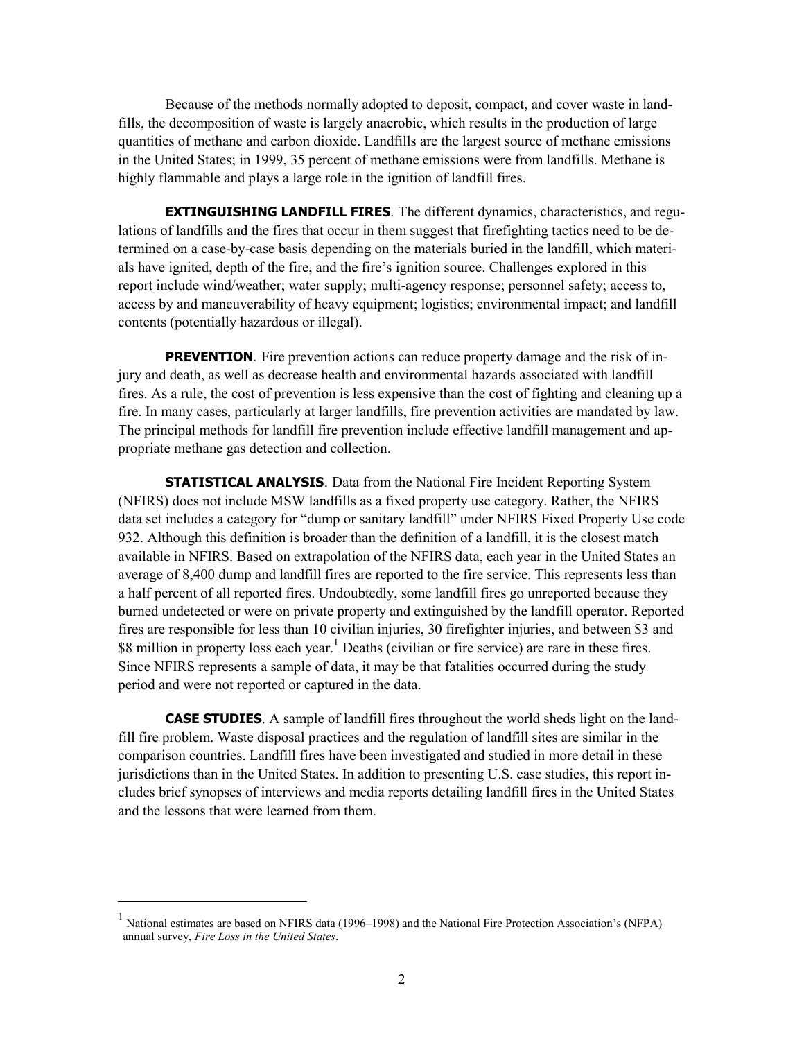Because of the methods normally adopted to deposit, compact, and cover waste in landfills, the decomposition of waste is largely anaerobic, which results in the production of large quantities of methane and carbon dioxide. Landfills are the largest source of methane emissions in the United States; in 1999, 35 percent of methane emissions were from landfills. Methane is highly flammable and plays a large role in the ignition of landfill fires.

**EXTINGUISHING LANDFILL FIRES**. The different dynamics, characteristics, and regulations of landfills and the fires that occur in them suggest that firefighting tactics need to be determined on a case-by-case basis depending on the materials buried in the landfill, which materials have ignited, depth of the fire, and the fire's ignition source. Challenges explored in this report include wind/weather; water supply; multi-agency response; personnel safety; access to, access by and maneuverability of heavy equipment; logistics; environmental impact; and landfill contents (potentially hazardous or illegal).

**PREVENTION**. Fire prevention actions can reduce property damage and the risk of injury and death, as well as decrease health and environmental hazards associated with landfill fires. As a rule, the cost of prevention is less expensive than the cost of fighting and cleaning up a fire. In many cases, particularly at larger landfills, fire prevention activities are mandated by law. The principal methods for landfill fire prevention include effective landfill management and appropriate methane gas detection and collection.

**STATISTICAL ANALYSIS**. Data from the National Fire Incident Reporting System (NFIRS) does not include MSW landfills as a fixed property use category. Rather, the NFIRS data set includes a category for "dump or sanitary landfill" under NFIRS Fixed Property Use code 932. Although this definition is broader than the definition of a landfill, it is the closest match available in NFIRS. Based on extrapolation of the NFIRS data, each year in the United States an average of 8,400 dump and landfill fires are reported to the fire service. This represents less than a half percent of all reported fires. Undoubtedly, some landfill fires go unreported because they burned undetected or were on private property and extinguished by the landfill operator. Reported fires are responsible for less than 10 civilian injuries, 30 firefighter injuries, and between $3 and $8 million in property loss each year.[1] Deaths (civilian or fire service) are rare in these fires. Since NFIRS represents a sample of data, it may be that fatalities occurred during the study period and were not reported or captured in the data.

**CASE STUDIES**. A sample of landfill fires throughout the world sheds light on the landfill fire problem. Waste disposal practices and the regulation of landfill sites are similar in the comparison countries. Landfill fires have been investigated and studied in more detail in these jurisdictions than in the United States. In addition to presenting U.S. case studies, this report includes brief synopses of interviews and media reports detailing landfill fires in the United States and the lessons that were learned from them.

---

[1] National estimates are based on NFIRS data (1996–1998) and the National Fire Protection Association's (NFPA) annual survey, *Fire Loss in the United States*.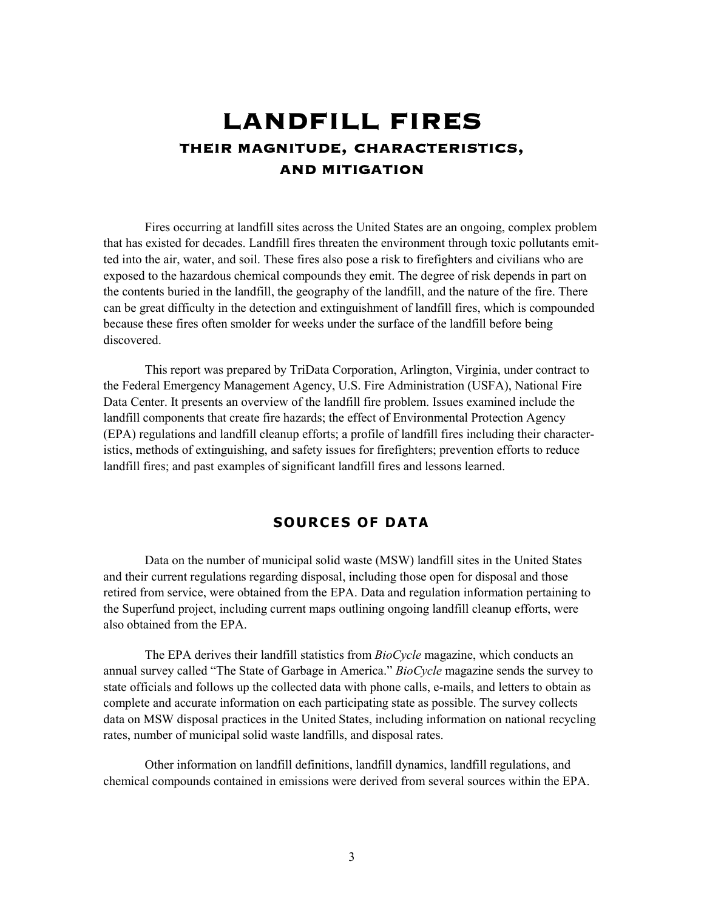# LANDFILL FIRES

## THEIR MAGNITUDE, CHARACTERISTICS, AND MITIGATION

Fires occurring at landfill sites across the United States are an ongoing, complex problem that has existed for decades. Landfill fires threaten the environment through toxic pollutants emitted into the air, water, and soil. These fires also pose a risk to firefighters and civilians who are exposed to the hazardous chemical compounds they emit. The degree of risk depends in part on the contents buried in the landfill, the geography of the landfill, and the nature of the fire. There can be great difficulty in the detection and extinguishment of landfill fires, which is compounded because these fires often smolder for weeks under the surface of the landfill before being discovered.

This report was prepared by TriData Corporation, Arlington, Virginia, under contract to the Federal Emergency Management Agency, U.S. Fire Administration (USFA), National Fire Data Center. It presents an overview of the landfill fire problem. Issues examined include the landfill components that create fire hazards; the effect of Environmental Protection Agency (EPA) regulations and landfill cleanup efforts; a profile of landfill fires including their characteristics, methods of extinguishing, and safety issues for firefighters; prevention efforts to reduce landfill fires; and past examples of significant landfill fires and lessons learned.

## SOURCES OF DATA

Data on the number of municipal solid waste (MSW) landfill sites in the United States and their current regulations regarding disposal, including those open for disposal and those retired from service, were obtained from the EPA. Data and regulation information pertaining to the Superfund project, including current maps outlining ongoing landfill cleanup efforts, were also obtained from the EPA.

The EPA derives their landfill statistics from *BioCycle* magazine, which conducts an annual survey called "The State of Garbage in America." *BioCycle* magazine sends the survey to state officials and follows up the collected data with phone calls, e-mails, and letters to obtain as complete and accurate information on each participating state as possible. The survey collects data on MSW disposal practices in the United States, including information on national recycling rates, number of municipal solid waste landfills, and disposal rates.

Other information on landfill definitions, landfill dynamics, landfill regulations, and chemical compounds contained in emissions were derived from several sources within the EPA.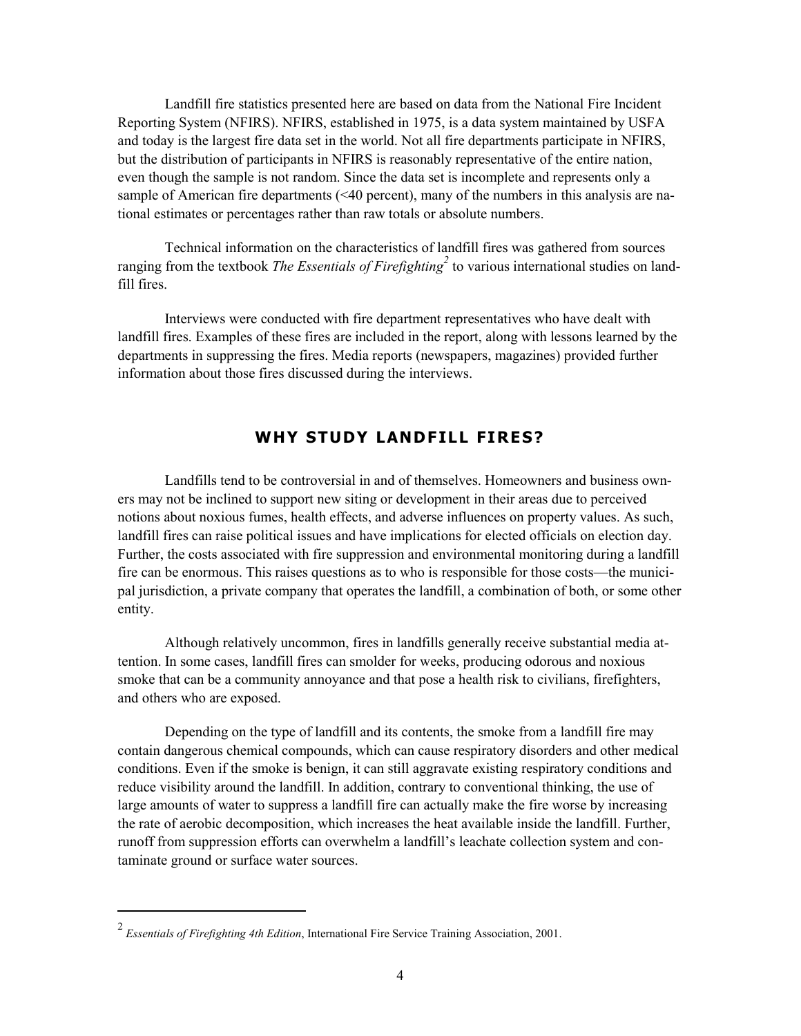Landfill fire statistics presented here are based on data from the National Fire Incident Reporting System (NFIRS). NFIRS, established in 1975, is a data system maintained by USFA and today is the largest fire data set in the world. Not all fire departments participate in NFIRS, but the distribution of participants in NFIRS is reasonably representative of the entire nation, even though the sample is not random. Since the data set is incomplete and represents only a sample of American fire departments (<40 percent), many of the numbers in this analysis are national estimates or percentages rather than raw totals or absolute numbers.

Technical information on the characteristics of landfill fires was gathered from sources ranging from the textbook *The Essentials of Firefighting*[2] to various international studies on landfill fires.

Interviews were conducted with fire department representatives who have dealt with landfill fires. Examples of these fires are included in the report, along with lessons learned by the departments in suppressing the fires. Media reports (newspapers, magazines) provided further information about those fires discussed during the interviews.

## WHY STUDY LANDFILL FIRES?

Landfills tend to be controversial in and of themselves. Homeowners and business owners may not be inclined to support new siting or development in their areas due to perceived notions about noxious fumes, health effects, and adverse influences on property values. As such, landfill fires can raise political issues and have implications for elected officials on election day. Further, the costs associated with fire suppression and environmental monitoring during a landfill fire can be enormous. This raises questions as to who is responsible for those costs—the municipal jurisdiction, a private company that operates the landfill, a combination of both, or some other entity.

Although relatively uncommon, fires in landfills generally receive substantial media attention. In some cases, landfill fires can smolder for weeks, producing odorous and noxious smoke that can be a community annoyance and that pose a health risk to civilians, firefighters, and others who are exposed.

Depending on the type of landfill and its contents, the smoke from a landfill fire may contain dangerous chemical compounds, which can cause respiratory disorders and other medical conditions. Even if the smoke is benign, it can still aggravate existing respiratory conditions and reduce visibility around the landfill. In addition, contrary to conventional thinking, the use of large amounts of water to suppress a landfill fire can actually make the fire worse by increasing the rate of aerobic decomposition, which increases the heat available inside the landfill. Further, runoff from suppression efforts can overwhelm a landfill's leachate collection system and contaminate ground or surface water sources.

---

[2] *Essentials of Firefighting 4th Edition*, International Fire Service Training Association, 2001.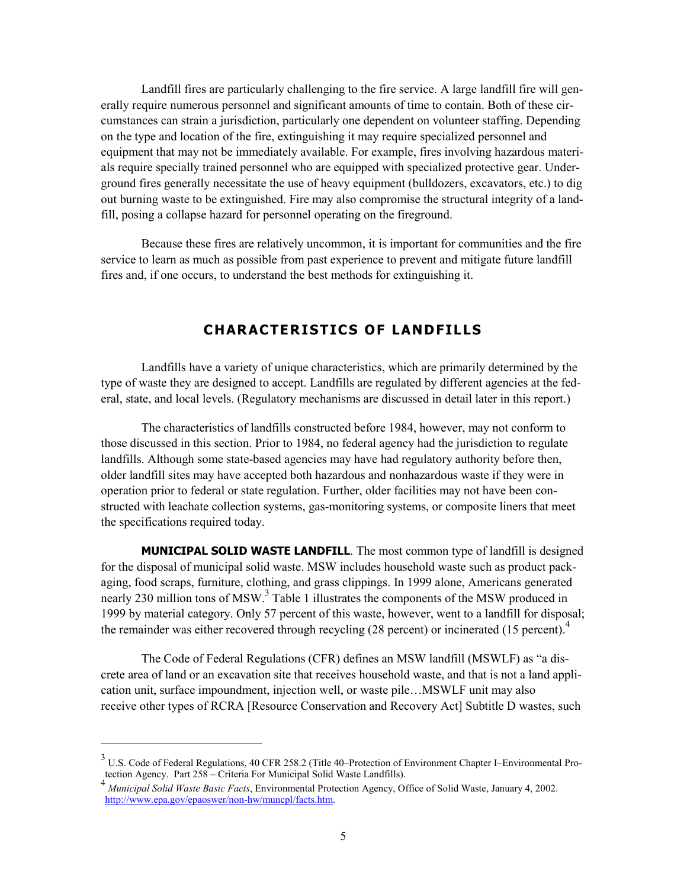Landfill fires are particularly challenging to the fire service. A large landfill fire will generally require numerous personnel and significant amounts of time to contain. Both of these circumstances can strain a jurisdiction, particularly one dependent on volunteer staffing. Depending on the type and location of the fire, extinguishing it may require specialized personnel and equipment that may not be immediately available. For example, fires involving hazardous materials require specially trained personnel who are equipped with specialized protective gear. Underground fires generally necessitate the use of heavy equipment (bulldozers, excavators, etc.) to dig out burning waste to be extinguished. Fire may also compromise the structural integrity of a landfill, posing a collapse hazard for personnel operating on the fireground.

Because these fires are relatively uncommon, it is important for communities and the fire service to learn as much as possible from past experience to prevent and mitigate future landfill fires and, if one occurs, to understand the best methods for extinguishing it.

## CHARACTERISTICS OF LANDFILLS

Landfills have a variety of unique characteristics, which are primarily determined by the type of waste they are designed to accept. Landfills are regulated by different agencies at the federal, state, and local levels. (Regulatory mechanisms are discussed in detail later in this report.)

The characteristics of landfills constructed before 1984, however, may not conform to those discussed in this section. Prior to 1984, no federal agency had the jurisdiction to regulate landfills. Although some state-based agencies may have had regulatory authority before then, older landfill sites may have accepted both hazardous and nonhazardous waste if they were in operation prior to federal or state regulation. Further, older facilities may not have been constructed with leachate collection systems, gas-monitoring systems, or composite liners that meet the specifications required today.

**MUNICIPAL SOLID WASTE LANDFILL**. The most common type of landfill is designed for the disposal of municipal solid waste. MSW includes household waste such as product packaging, food scraps, furniture, clothing, and grass clippings. In 1999 alone, Americans generated nearly 230 million tons of MSW.[3] Table 1 illustrates the components of the MSW produced in 1999 by material category. Only 57 percent of this waste, however, went to a landfill for disposal; the remainder was either recovered through recycling (28 percent) or incinerated (15 percent).[4]

The Code of Federal Regulations (CFR) defines an MSW landfill (MSWLF) as "a discrete area of land or an excavation site that receives household waste, and that is not a land application unit, surface impoundment, injection well, or waste pile…MSWLF unit may also receive other types of RCRA [Resource Conservation and Recovery Act] Subtitle D wastes, such

---

[3] U.S. Code of Federal Regulations, 40 CFR 258.2 (Title 40–Protection of Environment Chapter I–Environmental Protection Agency. Part 258 – Criteria For Municipal Solid Waste Landfills).

[4] *Municipal Solid Waste Basic Facts*, Environmental Protection Agency, Office of Solid Waste, January 4, 2002. http://www.epa.gov/epaoswer/non-hw/muncpl/facts.htm.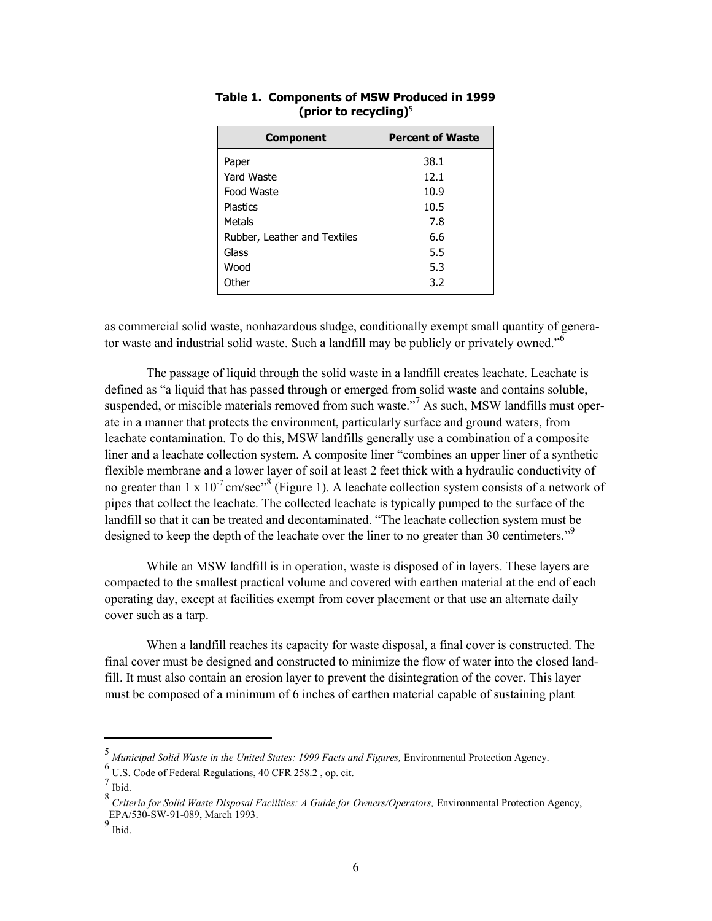**Table 1. Components of MSW Produced in 1999 (prior to recycling)[5]**

| Component | Percent of Waste |
|---|---|
| Paper | 38.1 |
| Yard Waste | 12.1 |
| Food Waste | 10.9 |
| Plastics | 10.5 |
| Metals | 7.8 |
| Rubber, Leather and Textiles | 6.6 |
| Glass | 5.5 |
| Wood | 5.3 |
| Other | 3.2 |

as commercial solid waste, nonhazardous sludge, conditionally exempt small quantity of generator waste and industrial solid waste. Such a landfill may be publicly or privately owned."[6]

The passage of liquid through the solid waste in a landfill creates leachate. Leachate is defined as "a liquid that has passed through or emerged from solid waste and contains soluble, suspended, or miscible materials removed from such waste."[7] As such, MSW landfills must operate in a manner that protects the environment, particularly surface and ground waters, from leachate contamination. To do this, MSW landfills generally use a combination of a composite liner and a leachate collection system. A composite liner "combines an upper liner of a synthetic flexible membrane and a lower layer of soil at least 2 feet thick with a hydraulic conductivity of no greater than $1 \times 10^{-7}$ cm/sec"[8] (Figure 1). A leachate collection system consists of a network of pipes that collect the leachate. The collected leachate is typically pumped to the surface of the landfill so that it can be treated and decontaminated. "The leachate collection system must be designed to keep the depth of the leachate over the liner to no greater than 30 centimeters."[9]

While an MSW landfill is in operation, waste is disposed of in layers. These layers are compacted to the smallest practical volume and covered with earthen material at the end of each operating day, except at facilities exempt from cover placement or that use an alternate daily cover such as a tarp.

When a landfill reaches its capacity for waste disposal, a final cover is constructed. The final cover must be designed and constructed to minimize the flow of water into the closed landfill. It must also contain an erosion layer to prevent the disintegration of the cover. This layer must be composed of a minimum of 6 inches of earthen material capable of sustaining plant

---

[5] *Municipal Solid Waste in the United States: 1999 Facts and Figures,* Environmental Protection Agency.

[6] U.S. Code of Federal Regulations, 40 CFR 258.2 , op. cit.

[7] Ibid.

[8] *Criteria for Solid Waste Disposal Facilities: A Guide for Owners/Operators,* Environmental Protection Agency, EPA/530-SW-91-089, March 1993.

[9] Ibid.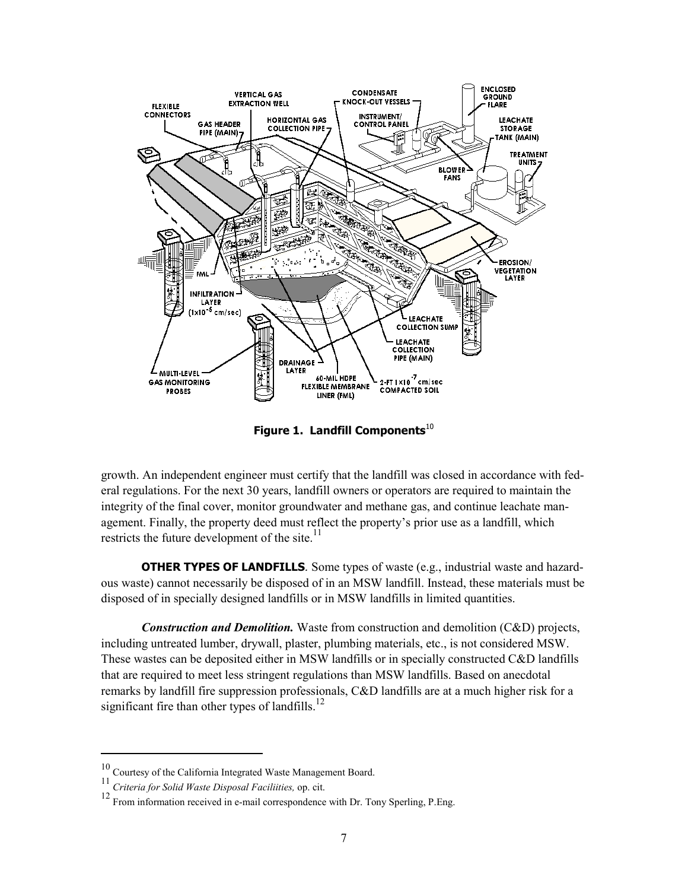**Figure 1. Landfill Components**[10]

growth. An independent engineer must certify that the landfill was closed in accordance with federal regulations. For the next 30 years, landfill owners or operators are required to maintain the integrity of the final cover, monitor groundwater and methane gas, and continue leachate management. Finally, the property deed must reflect the property's prior use as a landfill, which restricts the future development of the site.[11]

**OTHER TYPES OF LANDFILLS**. Some types of waste (e.g., industrial waste and hazardous waste) cannot necessarily be disposed of in an MSW landfill. Instead, these materials must be disposed of in specially designed landfills or in MSW landfills in limited quantities.

***Construction and Demolition.*** Waste from construction and demolition (C&D) projects, including untreated lumber, drywall, plaster, plumbing materials, etc., is not considered MSW. These wastes can be deposited either in MSW landfills or in specially constructed C&D landfills that are required to meet less stringent regulations than MSW landfills. Based on anecdotal remarks by landfill fire suppression professionals, C&D landfills are at a much higher risk for a significant fire than other types of landfills.[12]

---

[10] Courtesy of the California Integrated Waste Management Board.

[11] *Criteria for Solid Waste Disposal Faciliities,* op. cit.

[12] From information received in e-mail correspondence with Dr. Tony Sperling, P.Eng.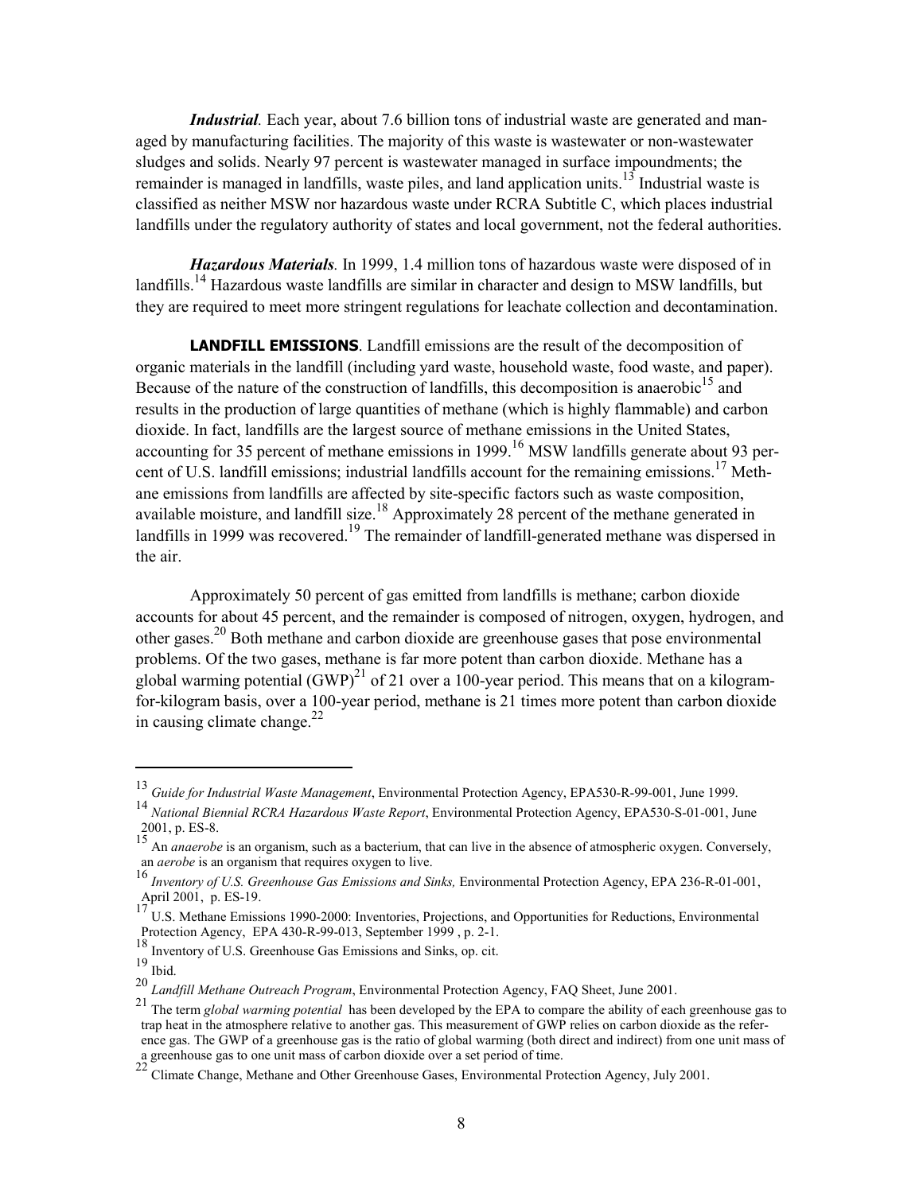*__Industrial__*. Each year, about 7.6 billion tons of industrial waste are generated and managed by manufacturing facilities. The majority of this waste is wastewater or non-wastewater sludges and solids. Nearly 97 percent is wastewater managed in surface impoundments; the remainder is managed in landfills, waste piles, and land application units.[13] Industrial waste is classified as neither MSW nor hazardous waste under RCRA Subtitle C, which places industrial landfills under the regulatory authority of states and local government, not the federal authorities.

*__Hazardous Materials__*. In 1999, 1.4 million tons of hazardous waste were disposed of in landfills.[14] Hazardous waste landfills are similar in character and design to MSW landfills, but they are required to meet more stringent regulations for leachate collection and decontamination.

**LANDFILL EMISSIONS**. Landfill emissions are the result of the decomposition of organic materials in the landfill (including yard waste, household waste, food waste, and paper). Because of the nature of the construction of landfills, this decomposition is anaerobic[15] and results in the production of large quantities of methane (which is highly flammable) and carbon dioxide. In fact, landfills are the largest source of methane emissions in the United States, accounting for 35 percent of methane emissions in 1999.[16] MSW landfills generate about 93 percent of U.S. landfill emissions; industrial landfills account for the remaining emissions.[17] Methane emissions from landfills are affected by site-specific factors such as waste composition, available moisture, and landfill size.[18] Approximately 28 percent of the methane generated in landfills in 1999 was recovered.[19] The remainder of landfill-generated methane was dispersed in the air.

Approximately 50 percent of gas emitted from landfills is methane; carbon dioxide accounts for about 45 percent, and the remainder is composed of nitrogen, oxygen, hydrogen, and other gases.[20] Both methane and carbon dioxide are greenhouse gases that pose environmental problems. Of the two gases, methane is far more potent than carbon dioxide. Methane has a global warming potential (GWP)[21] of 21 over a 100-year period. This means that on a kilogram-for-kilogram basis, over a 100-year period, methane is 21 times more potent than carbon dioxide in causing climate change.[22]

---

[13] *Guide for Industrial Waste Management*, Environmental Protection Agency, EPA530-R-99-001, June 1999.

[14] *National Biennial RCRA Hazardous Waste Report*, Environmental Protection Agency, EPA530-S-01-001, June 2001, p. ES-8.

[15] An *anaerobe* is an organism, such as a bacterium, that can live in the absence of atmospheric oxygen. Conversely, an *aerobe* is an organism that requires oxygen to live.

[16] *Inventory of U.S. Greenhouse Gas Emissions and Sinks,* Environmental Protection Agency, EPA 236-R-01-001, April 2001, p. ES-19.

[17] U.S. Methane Emissions 1990-2000: Inventories, Projections, and Opportunities for Reductions, Environmental Protection Agency, EPA 430-R-99-013, September 1999 , p. 2-1.

[18] Inventory of U.S. Greenhouse Gas Emissions and Sinks, op. cit.

[19] Ibid.

[20] *Landfill Methane Outreach Program*, Environmental Protection Agency, FAQ Sheet, June 2001.

[21] The term *global warming potential* has been developed by the EPA to compare the ability of each greenhouse gas to trap heat in the atmosphere relative to another gas. This measurement of GWP relies on carbon dioxide as the reference gas. The GWP of a greenhouse gas is the ratio of global warming (both direct and indirect) from one unit mass of a greenhouse gas to one unit mass of carbon dioxide over a set period of time.

[22] Climate Change, Methane and Other Greenhouse Gases, Environmental Protection Agency, July 2001.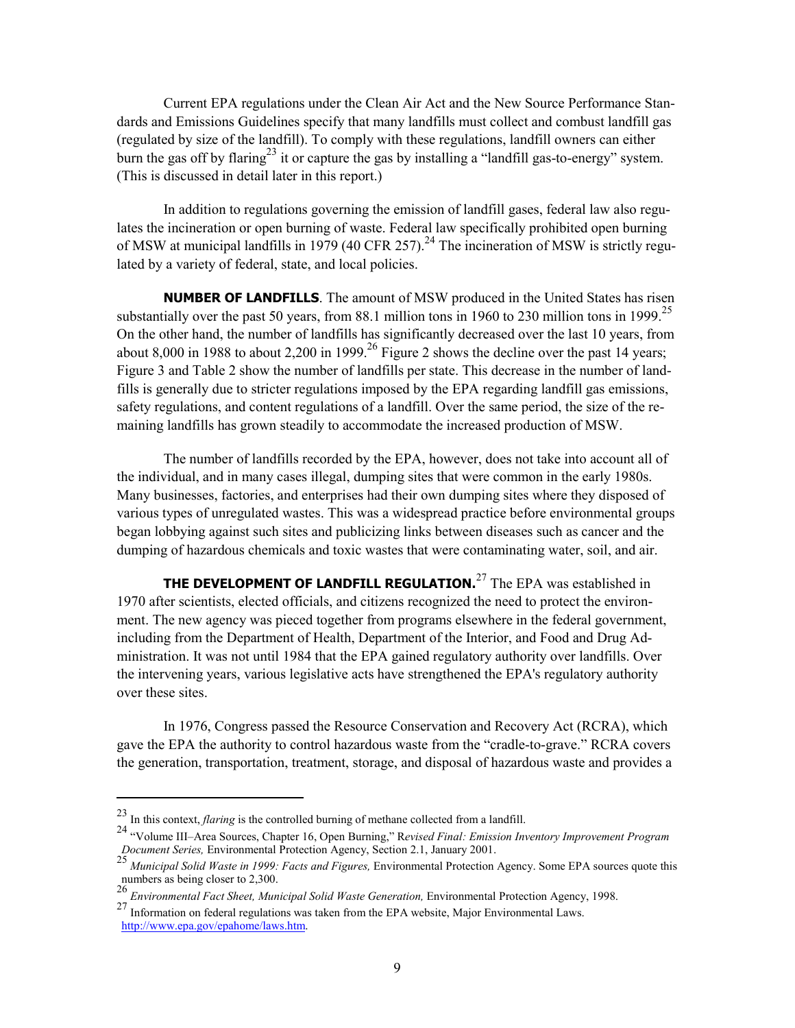Current EPA regulations under the Clean Air Act and the New Source Performance Standards and Emissions Guidelines specify that many landfills must collect and combust landfill gas (regulated by size of the landfill). To comply with these regulations, landfill owners can either burn the gas off by flaring[23] it or capture the gas by installing a "landfill gas-to-energy" system. (This is discussed in detail later in this report.)

In addition to regulations governing the emission of landfill gases, federal law also regulates the incineration or open burning of waste. Federal law specifically prohibited open burning of MSW at municipal landfills in 1979 (40 CFR 257).[24] The incineration of MSW is strictly regulated by a variety of federal, state, and local policies.

**NUMBER OF LANDFILLS**. The amount of MSW produced in the United States has risen substantially over the past 50 years, from 88.1 million tons in 1960 to 230 million tons in 1999.[25] On the other hand, the number of landfills has significantly decreased over the last 10 years, from about 8,000 in 1988 to about 2,200 in 1999.[26] Figure 2 shows the decline over the past 14 years; Figure 3 and Table 2 show the number of landfills per state. This decrease in the number of landfills is generally due to stricter regulations imposed by the EPA regarding landfill gas emissions, safety regulations, and content regulations of a landfill. Over the same period, the size of the remaining landfills has grown steadily to accommodate the increased production of MSW.

The number of landfills recorded by the EPA, however, does not take into account all of the individual, and in many cases illegal, dumping sites that were common in the early 1980s. Many businesses, factories, and enterprises had their own dumping sites where they disposed of various types of unregulated wastes. This was a widespread practice before environmental groups began lobbying against such sites and publicizing links between diseases such as cancer and the dumping of hazardous chemicals and toxic wastes that were contaminating water, soil, and air.

**THE DEVELOPMENT OF LANDFILL REGULATION.**[27] The EPA was established in 1970 after scientists, elected officials, and citizens recognized the need to protect the environment. The new agency was pieced together from programs elsewhere in the federal government, including from the Department of Health, Department of the Interior, and Food and Drug Administration. It was not until 1984 that the EPA gained regulatory authority over landfills. Over the intervening years, various legislative acts have strengthened the EPA's regulatory authority over these sites.

In 1976, Congress passed the Resource Conservation and Recovery Act (RCRA), which gave the EPA the authority to control hazardous waste from the "cradle-to-grave." RCRA covers the generation, transportation, treatment, storage, and disposal of hazardous waste and provides a

---

[23] In this context, *flaring* is the controlled burning of methane collected from a landfill.

[24] "Volume III–Area Sources, Chapter 16, Open Burning," R*evised Final: Emission Inventory Improvement Program Document Series,* Environmental Protection Agency, Section 2.1, January 2001.

[25] *Municipal Solid Waste in 1999: Facts and Figures,* Environmental Protection Agency. Some EPA sources quote this numbers as being closer to 2,300.

[26] *Environmental Fact Sheet, Municipal Solid Waste Generation,* Environmental Protection Agency, 1998.

[27] Information on federal regulations was taken from the EPA website, Major Environmental Laws. http://www.epa.gov/epahome/laws.htm.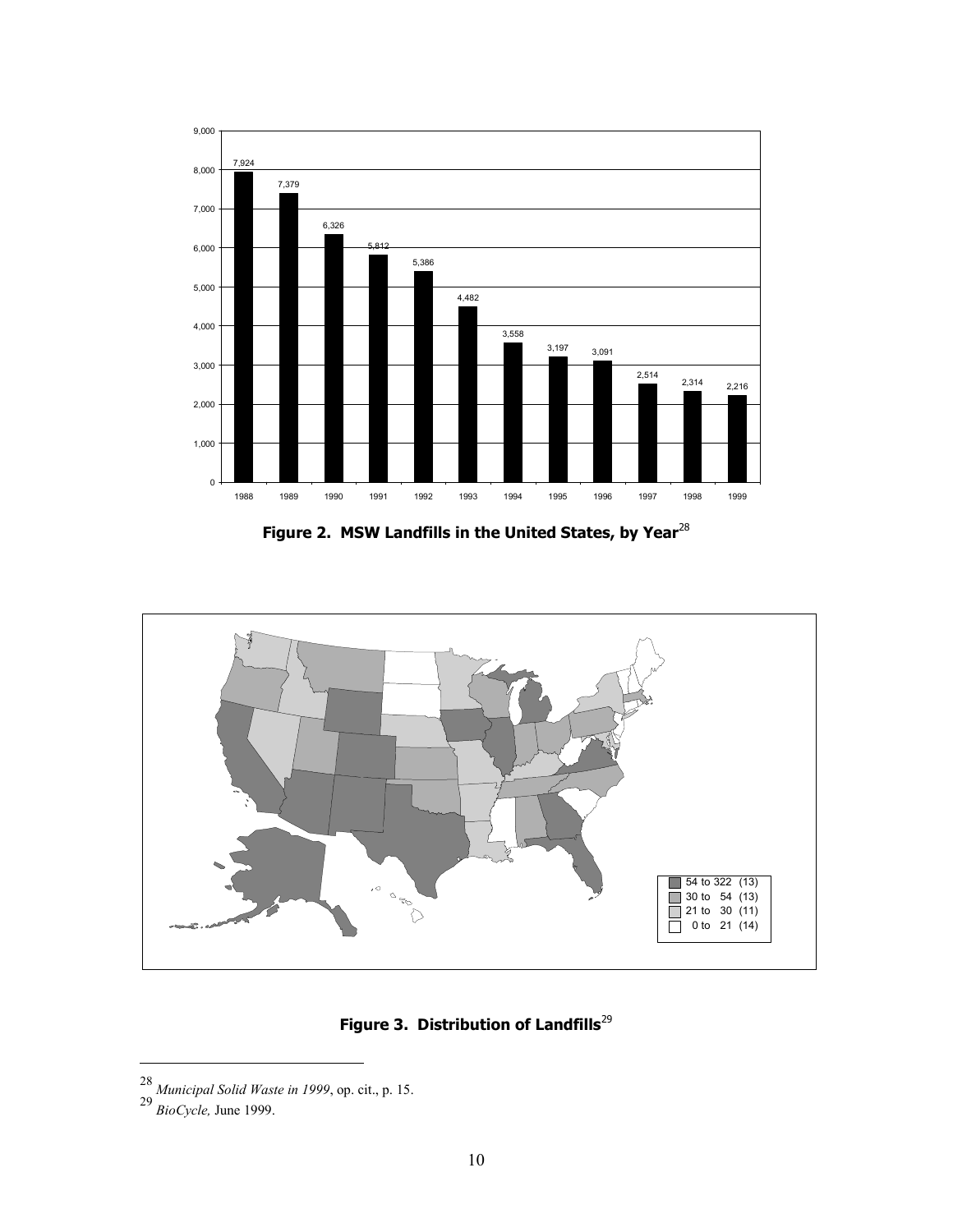**Figure 2. MSW Landfills in the United States, by Year**[28]

| Year | Number of Landfills |
|---|---|
| 1988 | 7,924 |
| 1989 | 7,379 |
| 1990 | 6,326 |
| 1991 | 5,812 |
| 1992 | 5,386 |
| 1993 | 4,482 |
| 1994 | 3,558 |
| 1995 | 3,197 |
| 1996 | 3,091 |
| 1997 | 2,514 |
| 1998 | 2,314 |
| 1999 | 2,216 |

| Legend |
|---|
| 54 to 322 (13) |
| 30 to 54 (13) |
| 21 to 30 (11) |
| 0 to 21 (14) |

**Figure 3. Distribution of Landfills**[29]

---

[28] *Municipal Solid Waste in 1999*, op. cit., p. 15.

[29] *BioCycle,* June 1999.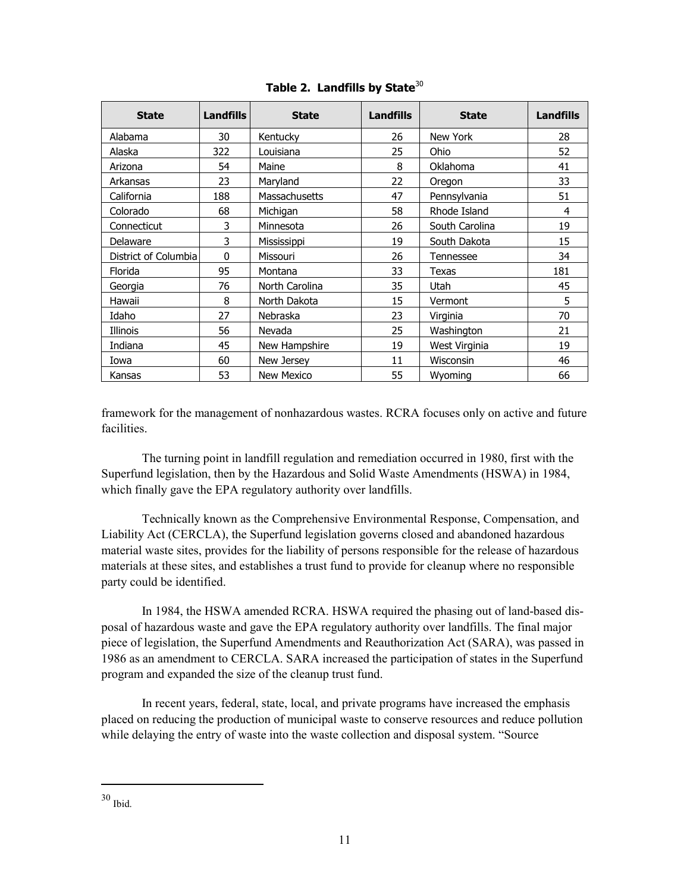**Table 2. Landfills by State**[30]

| State | Landfills | State | Landfills | State | Landfills |
|---|---|---|---|---|---|
| Alabama | 30 | Kentucky | 26 | New York | 28 |
| Alaska | 322 | Louisiana | 25 | Ohio | 52 |
| Arizona | 54 | Maine | 8 | Oklahoma | 41 |
| Arkansas | 23 | Maryland | 22 | Oregon | 33 |
| California | 188 | Massachusetts | 47 | Pennsylvania | 51 |
| Colorado | 68 | Michigan | 58 | Rhode Island | 4 |
| Connecticut | 3 | Minnesota | 26 | South Carolina | 19 |
| Delaware | 3 | Mississippi | 19 | South Dakota | 15 |
| District of Columbia | 0 | Missouri | 26 | Tennessee | 34 |
| Florida | 95 | Montana | 33 | Texas | 181 |
| Georgia | 76 | North Carolina | 35 | Utah | 45 |
| Hawaii | 8 | North Dakota | 15 | Vermont | 5 |
| Idaho | 27 | Nebraska | 23 | Virginia | 70 |
| Illinois | 56 | Nevada | 25 | Washington | 21 |
| Indiana | 45 | New Hampshire | 19 | West Virginia | 19 |
| Iowa | 60 | New Jersey | 11 | Wisconsin | 46 |
| Kansas | 53 | New Mexico | 55 | Wyoming | 66 |

framework for the management of nonhazardous wastes. RCRA focuses only on active and future facilities.

The turning point in landfill regulation and remediation occurred in 1980, first with the Superfund legislation, then by the Hazardous and Solid Waste Amendments (HSWA) in 1984, which finally gave the EPA regulatory authority over landfills.

Technically known as the Comprehensive Environmental Response, Compensation, and Liability Act (CERCLA), the Superfund legislation governs closed and abandoned hazardous material waste sites, provides for the liability of persons responsible for the release of hazardous materials at these sites, and establishes a trust fund to provide for cleanup where no responsible party could be identified.

In 1984, the HSWA amended RCRA. HSWA required the phasing out of land-based disposal of hazardous waste and gave the EPA regulatory authority over landfills. The final major piece of legislation, the Superfund Amendments and Reauthorization Act (SARA), was passed in 1986 as an amendment to CERCLA. SARA increased the participation of states in the Superfund program and expanded the size of the cleanup trust fund.

In recent years, federal, state, local, and private programs have increased the emphasis placed on reducing the production of municipal waste to conserve resources and reduce pollution while delaying the entry of waste into the waste collection and disposal system. "Source

[30] Ibid.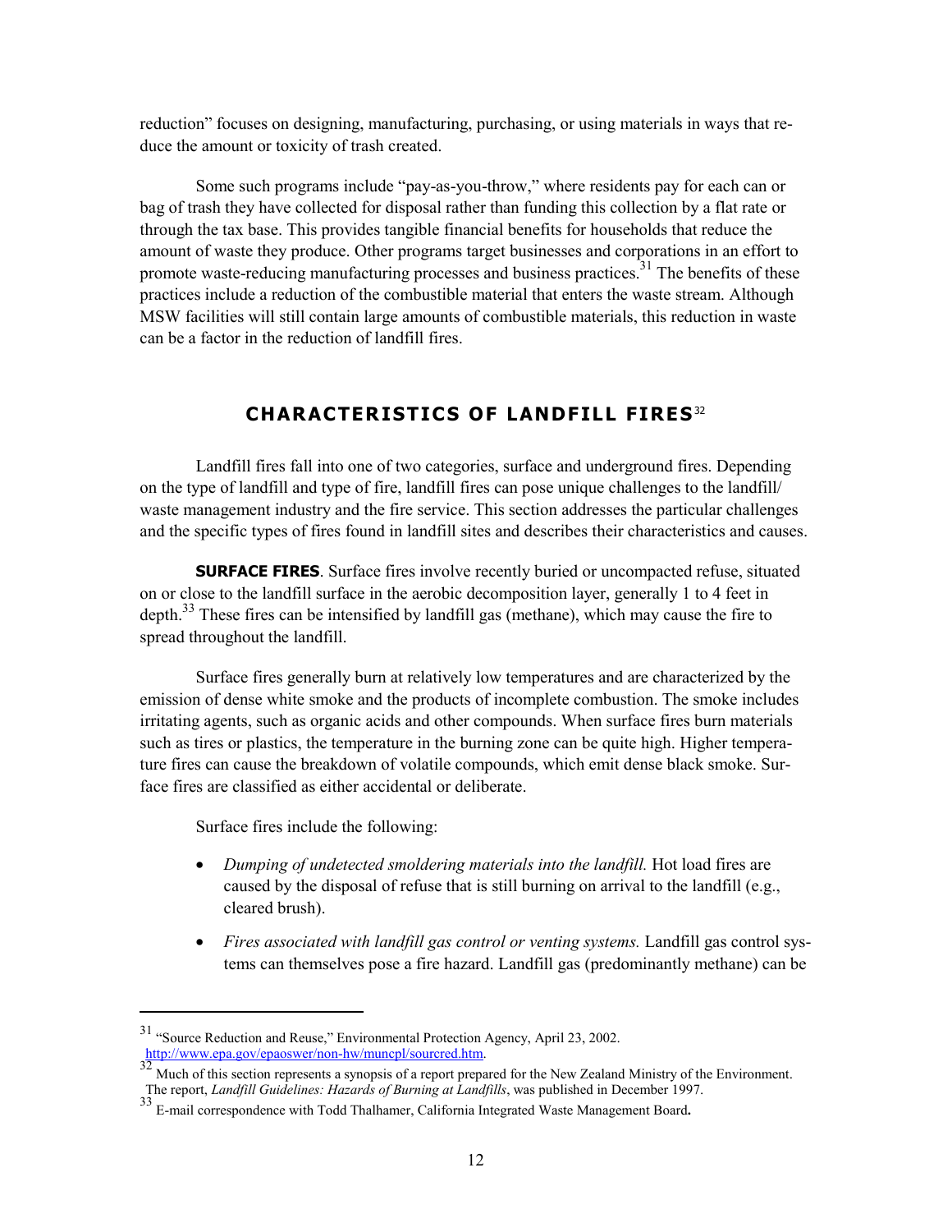reduction" focuses on designing, manufacturing, purchasing, or using materials in ways that reduce the amount or toxicity of trash created.

Some such programs include "pay-as-you-throw," where residents pay for each can or bag of trash they have collected for disposal rather than funding this collection by a flat rate or through the tax base. This provides tangible financial benefits for households that reduce the amount of waste they produce. Other programs target businesses and corporations in an effort to promote waste-reducing manufacturing processes and business practices.[31] The benefits of these practices include a reduction of the combustible material that enters the waste stream. Although MSW facilities will still contain large amounts of combustible materials, this reduction in waste can be a factor in the reduction of landfill fires.

## CHARACTERISTICS OF LANDFILL FIRES[32]

Landfill fires fall into one of two categories, surface and underground fires. Depending on the type of landfill and type of fire, landfill fires can pose unique challenges to the landfill/waste management industry and the fire service. This section addresses the particular challenges and the specific types of fires found in landfill sites and describes their characteristics and causes.

**SURFACE FIRES**. Surface fires involve recently buried or uncompacted refuse, situated on or close to the landfill surface in the aerobic decomposition layer, generally 1 to 4 feet in depth.[33] These fires can be intensified by landfill gas (methane), which may cause the fire to spread throughout the landfill.

Surface fires generally burn at relatively low temperatures and are characterized by the emission of dense white smoke and the products of incomplete combustion. The smoke includes irritating agents, such as organic acids and other compounds. When surface fires burn materials such as tires or plastics, the temperature in the burning zone can be quite high. Higher temperature fires can cause the breakdown of volatile compounds, which emit dense black smoke. Surface fires are classified as either accidental or deliberate.

Surface fires include the following:

- *Dumping of undetected smoldering materials into the landfill.* Hot load fires are caused by the disposal of refuse that is still burning on arrival to the landfill (e.g., cleared brush).
- *Fires associated with landfill gas control or venting systems.* Landfill gas control systems can themselves pose a fire hazard. Landfill gas (predominantly methane) can be

---

[31] "Source Reduction and Reuse," Environmental Protection Agency, April 23, 2002. http://www.epa.gov/epaoswer/non-hw/muncpl/sourcred.htm.

[32] Much of this section represents a synopsis of a report prepared for the New Zealand Ministry of the Environment. The report, *Landfill Guidelines: Hazards of Burning at Landfills*, was published in December 1997.

[33] E-mail correspondence with Todd Thalhamer, California Integrated Waste Management Board.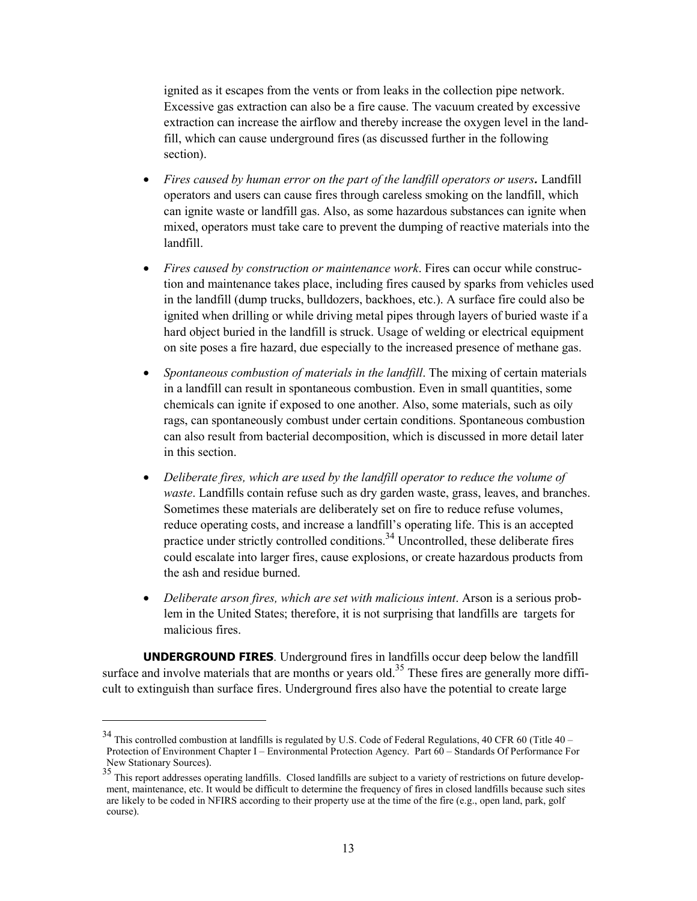ignited as it escapes from the vents or from leaks in the collection pipe network. Excessive gas extraction can also be a fire cause. The vacuum created by excessive extraction can increase the airflow and thereby increase the oxygen level in the landfill, which can cause underground fires (as discussed further in the following section).

- *Fires caused by human error on the part of the landfill operators or users***.** Landfill operators and users can cause fires through careless smoking on the landfill, which can ignite waste or landfill gas. Also, as some hazardous substances can ignite when mixed, operators must take care to prevent the dumping of reactive materials into the landfill.
- *Fires caused by construction or maintenance work*. Fires can occur while construction and maintenance takes place, including fires caused by sparks from vehicles used in the landfill (dump trucks, bulldozers, backhoes, etc.). A surface fire could also be ignited when drilling or while driving metal pipes through layers of buried waste if a hard object buried in the landfill is struck. Usage of welding or electrical equipment on site poses a fire hazard, due especially to the increased presence of methane gas.
- *Spontaneous combustion of materials in the landfill*. The mixing of certain materials in a landfill can result in spontaneous combustion. Even in small quantities, some chemicals can ignite if exposed to one another. Also, some materials, such as oily rags, can spontaneously combust under certain conditions. Spontaneous combustion can also result from bacterial decomposition, which is discussed in more detail later in this section.
- *Deliberate fires, which are used by the landfill operator to reduce the volume of waste*. Landfills contain refuse such as dry garden waste, grass, leaves, and branches. Sometimes these materials are deliberately set on fire to reduce refuse volumes, reduce operating costs, and increase a landfill's operating life. This is an accepted practice under strictly controlled conditions.[34] Uncontrolled, these deliberate fires could escalate into larger fires, cause explosions, or create hazardous products from the ash and residue burned.
- *Deliberate arson fires, which are set with malicious intent*. Arson is a serious problem in the United States; therefore, it is not surprising that landfills are targets for malicious fires.

**UNDERGROUND FIRES**. Underground fires in landfills occur deep below the landfill surface and involve materials that are months or years old.[35] These fires are generally more difficult to extinguish than surface fires. Underground fires also have the potential to create large

[34] This controlled combustion at landfills is regulated by U.S. Code of Federal Regulations, 40 CFR 60 (Title 40 – Protection of Environment Chapter I – Environmental Protection Agency. Part 60 – Standards Of Performance For New Stationary Sources).

[35] This report addresses operating landfills. Closed landfills are subject to a variety of restrictions on future development, maintenance, etc. It would be difficult to determine the frequency of fires in closed landfills because such sites are likely to be coded in NFIRS according to their property use at the time of the fire (e.g., open land, park, golf course).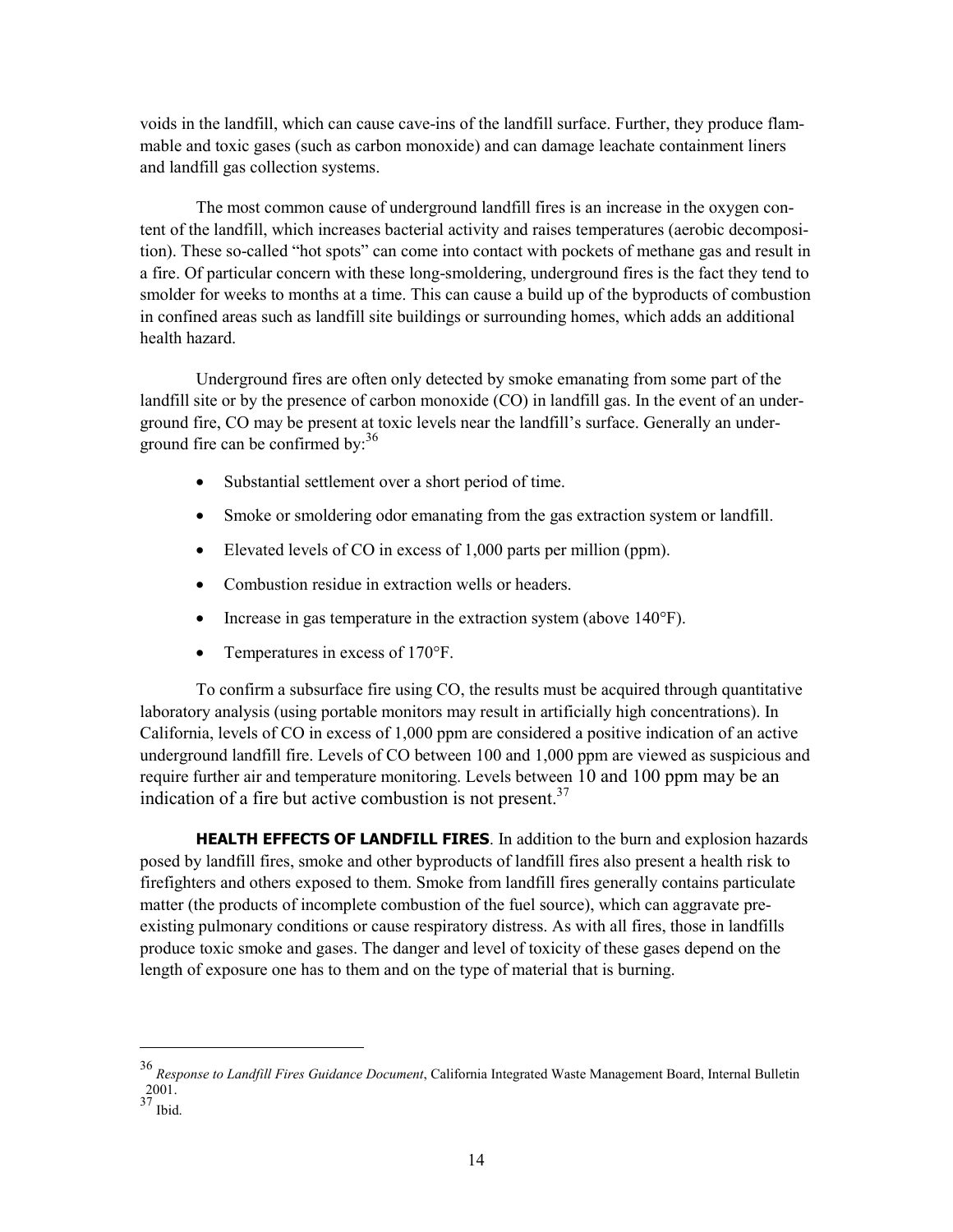voids in the landfill, which can cause cave-ins of the landfill surface. Further, they produce flammable and toxic gases (such as carbon monoxide) and can damage leachate containment liners and landfill gas collection systems.

The most common cause of underground landfill fires is an increase in the oxygen content of the landfill, which increases bacterial activity and raises temperatures (aerobic decomposition). These so-called "hot spots" can come into contact with pockets of methane gas and result in a fire. Of particular concern with these long-smoldering, underground fires is the fact they tend to smolder for weeks to months at a time. This can cause a build up of the byproducts of combustion in confined areas such as landfill site buildings or surrounding homes, which adds an additional health hazard.

Underground fires are often only detected by smoke emanating from some part of the landfill site or by the presence of carbon monoxide (CO) in landfill gas. In the event of an underground fire, CO may be present at toxic levels near the landfill's surface. Generally an underground fire can be confirmed by:[36]

- Substantial settlement over a short period of time.
- Smoke or smoldering odor emanating from the gas extraction system or landfill.
- Elevated levels of CO in excess of 1,000 parts per million (ppm).
- Combustion residue in extraction wells or headers.
- Increase in gas temperature in the extraction system (above 140°F).
- Temperatures in excess of 170°F.

To confirm a subsurface fire using CO, the results must be acquired through quantitative laboratory analysis (using portable monitors may result in artificially high concentrations). In California, levels of CO in excess of 1,000 ppm are considered a positive indication of an active underground landfill fire. Levels of CO between 100 and 1,000 ppm are viewed as suspicious and require further air and temperature monitoring. Levels between 10 and 100 ppm may be an indication of a fire but active combustion is not present.[37]

**HEALTH EFFECTS OF LANDFILL FIRES**. In addition to the burn and explosion hazards posed by landfill fires, smoke and other byproducts of landfill fires also present a health risk to firefighters and others exposed to them. Smoke from landfill fires generally contains particulate matter (the products of incomplete combustion of the fuel source), which can aggravate pre-existing pulmonary conditions or cause respiratory distress. As with all fires, those in landfills produce toxic smoke and gases. The danger and level of toxicity of these gases depend on the length of exposure one has to them and on the type of material that is burning.

---

[36] *Response to Landfill Fires Guidance Document*, California Integrated Waste Management Board, Internal Bulletin 2001.

[37] Ibid.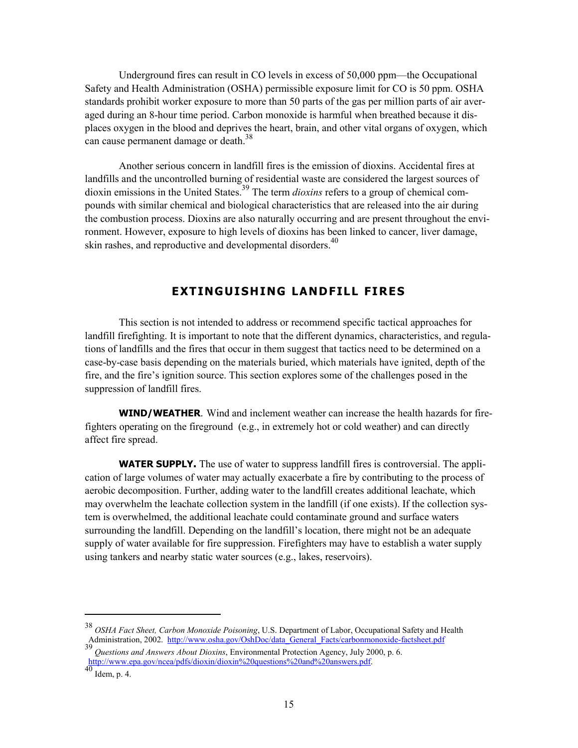Underground fires can result in CO levels in excess of 50,000 ppm—the Occupational Safety and Health Administration (OSHA) permissible exposure limit for CO is 50 ppm. OSHA standards prohibit worker exposure to more than 50 parts of the gas per million parts of air averaged during an 8-hour time period. Carbon monoxide is harmful when breathed because it displaces oxygen in the blood and deprives the heart, brain, and other vital organs of oxygen, which can cause permanent damage or death.[38]

Another serious concern in landfill fires is the emission of dioxins. Accidental fires at landfills and the uncontrolled burning of residential waste are considered the largest sources of dioxin emissions in the United States.[39] The term *dioxins* refers to a group of chemical compounds with similar chemical and biological characteristics that are released into the air during the combustion process. Dioxins are also naturally occurring and are present throughout the environment. However, exposure to high levels of dioxins has been linked to cancer, liver damage, skin rashes, and reproductive and developmental disorders.[40]

## EXTINGUISHING LANDFILL FIRES

This section is not intended to address or recommend specific tactical approaches for landfill firefighting. It is important to note that the different dynamics, characteristics, and regulations of landfills and the fires that occur in them suggest that tactics need to be determined on a case-by-case basis depending on the materials buried, which materials have ignited, depth of the fire, and the fire's ignition source. This section explores some of the challenges posed in the suppression of landfill fires.

**WIND/WEATHER**. Wind and inclement weather can increase the health hazards for firefighters operating on the fireground (e.g., in extremely hot or cold weather) and can directly affect fire spread.

**WATER SUPPLY.** The use of water to suppress landfill fires is controversial. The application of large volumes of water may actually exacerbate a fire by contributing to the process of aerobic decomposition. Further, adding water to the landfill creates additional leachate, which may overwhelm the leachate collection system in the landfill (if one exists). If the collection system is overwhelmed, the additional leachate could contaminate ground and surface waters surrounding the landfill. Depending on the landfill's location, there might not be an adequate supply of water available for fire suppression. Firefighters may have to establish a water supply using tankers and nearby static water sources (e.g., lakes, reservoirs).

---

[38] *OSHA Fact Sheet, Carbon Monoxide Poisoning*, U.S. Department of Labor, Occupational Safety and Health Administration, 2002. http://www.osha.gov/OshDoc/data_General_Facts/carbonmonoxide-factsheet.pdf

[39] *Questions and Answers About Dioxins*, Environmental Protection Agency, July 2000, p. 6. http://www.epa.gov/ncea/pdfs/dioxin/dioxin%20questions%20and%20answers.pdf.

[40] Idem, p. 4.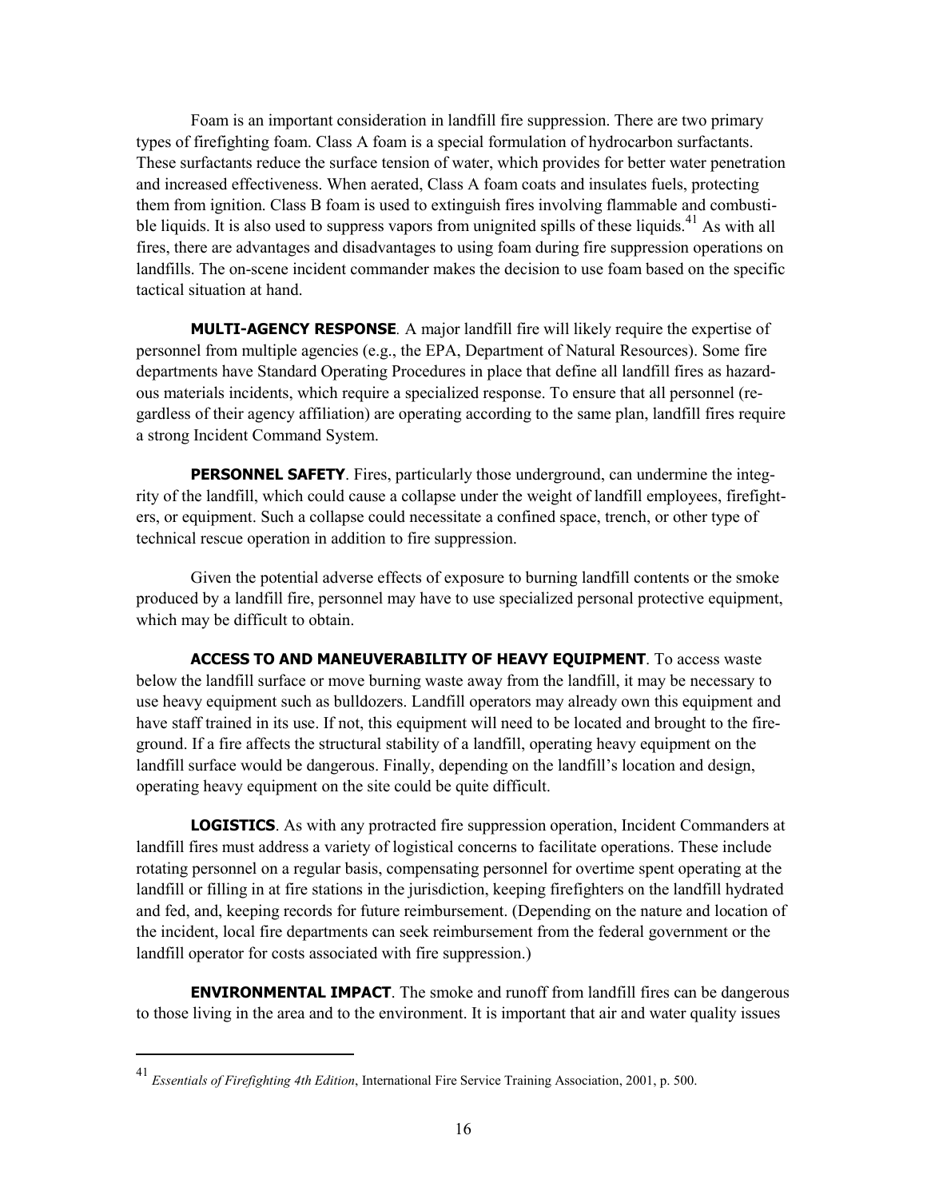Foam is an important consideration in landfill fire suppression. There are two primary types of firefighting foam. Class A foam is a special formulation of hydrocarbon surfactants. These surfactants reduce the surface tension of water, which provides for better water penetration and increased effectiveness. When aerated, Class A foam coats and insulates fuels, protecting them from ignition. Class B foam is used to extinguish fires involving flammable and combustible liquids. It is also used to suppress vapors from unignited spills of these liquids.[41] As with all fires, there are advantages and disadvantages to using foam during fire suppression operations on landfills. The on-scene incident commander makes the decision to use foam based on the specific tactical situation at hand.

**MULTI-AGENCY RESPONSE**. A major landfill fire will likely require the expertise of personnel from multiple agencies (e.g., the EPA, Department of Natural Resources). Some fire departments have Standard Operating Procedures in place that define all landfill fires as hazardous materials incidents, which require a specialized response. To ensure that all personnel (regardless of their agency affiliation) are operating according to the same plan, landfill fires require a strong Incident Command System.

**PERSONNEL SAFETY**. Fires, particularly those underground, can undermine the integrity of the landfill, which could cause a collapse under the weight of landfill employees, firefighters, or equipment. Such a collapse could necessitate a confined space, trench, or other type of technical rescue operation in addition to fire suppression.

Given the potential adverse effects of exposure to burning landfill contents or the smoke produced by a landfill fire, personnel may have to use specialized personal protective equipment, which may be difficult to obtain.

**ACCESS TO AND MANEUVERABILITY OF HEAVY EQUIPMENT**. To access waste below the landfill surface or move burning waste away from the landfill, it may be necessary to use heavy equipment such as bulldozers. Landfill operators may already own this equipment and have staff trained in its use. If not, this equipment will need to be located and brought to the fireground. If a fire affects the structural stability of a landfill, operating heavy equipment on the landfill surface would be dangerous. Finally, depending on the landfill's location and design, operating heavy equipment on the site could be quite difficult.

**LOGISTICS**. As with any protracted fire suppression operation, Incident Commanders at landfill fires must address a variety of logistical concerns to facilitate operations. These include rotating personnel on a regular basis, compensating personnel for overtime spent operating at the landfill or filling in at fire stations in the jurisdiction, keeping firefighters on the landfill hydrated and fed, and, keeping records for future reimbursement. (Depending on the nature and location of the incident, local fire departments can seek reimbursement from the federal government or the landfill operator for costs associated with fire suppression.)

**ENVIRONMENTAL IMPACT**. The smoke and runoff from landfill fires can be dangerous to those living in the area and to the environment. It is important that air and water quality issues

---

[41] *Essentials of Firefighting 4th Edition*, International Fire Service Training Association, 2001, p. 500.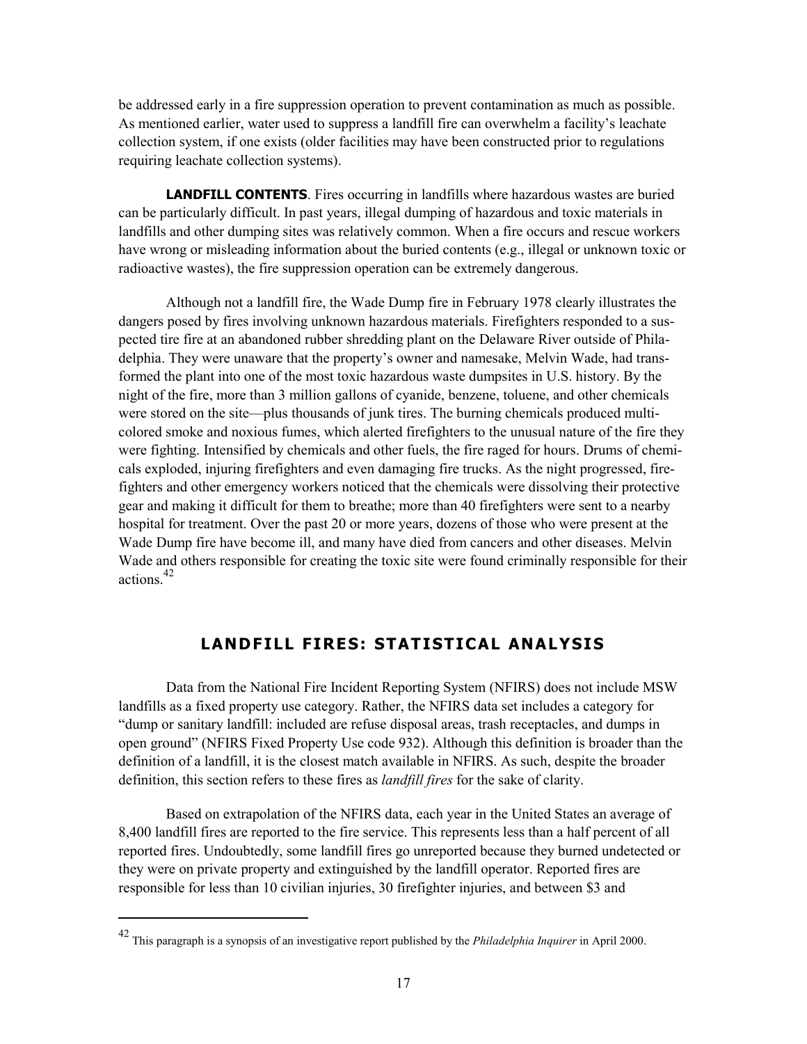be addressed early in a fire suppression operation to prevent contamination as much as possible. As mentioned earlier, water used to suppress a landfill fire can overwhelm a facility's leachate collection system, if one exists (older facilities may have been constructed prior to regulations requiring leachate collection systems).

**LANDFILL CONTENTS**. Fires occurring in landfills where hazardous wastes are buried can be particularly difficult. In past years, illegal dumping of hazardous and toxic materials in landfills and other dumping sites was relatively common. When a fire occurs and rescue workers have wrong or misleading information about the buried contents (e.g., illegal or unknown toxic or radioactive wastes), the fire suppression operation can be extremely dangerous.

Although not a landfill fire, the Wade Dump fire in February 1978 clearly illustrates the dangers posed by fires involving unknown hazardous materials. Firefighters responded to a suspected tire fire at an abandoned rubber shredding plant on the Delaware River outside of Philadelphia. They were unaware that the property's owner and namesake, Melvin Wade, had transformed the plant into one of the most toxic hazardous waste dumpsites in U.S. history. By the night of the fire, more than 3 million gallons of cyanide, benzene, toluene, and other chemicals were stored on the site—plus thousands of junk tires. The burning chemicals produced multicolored smoke and noxious fumes, which alerted firefighters to the unusual nature of the fire they were fighting. Intensified by chemicals and other fuels, the fire raged for hours. Drums of chemicals exploded, injuring firefighters and even damaging fire trucks. As the night progressed, firefighters and other emergency workers noticed that the chemicals were dissolving their protective gear and making it difficult for them to breathe; more than 40 firefighters were sent to a nearby hospital for treatment. Over the past 20 or more years, dozens of those who were present at the Wade Dump fire have become ill, and many have died from cancers and other diseases. Melvin Wade and others responsible for creating the toxic site were found criminally responsible for their actions.[42]

## LANDFILL FIRES: STATISTICAL ANALYSIS

Data from the National Fire Incident Reporting System (NFIRS) does not include MSW landfills as a fixed property use category. Rather, the NFIRS data set includes a category for "dump or sanitary landfill: included are refuse disposal areas, trash receptacles, and dumps in open ground" (NFIRS Fixed Property Use code 932). Although this definition is broader than the definition of a landfill, it is the closest match available in NFIRS. As such, despite the broader definition, this section refers to these fires as *landfill fires* for the sake of clarity.

Based on extrapolation of the NFIRS data, each year in the United States an average of 8,400 landfill fires are reported to the fire service. This represents less than a half percent of all reported fires. Undoubtedly, some landfill fires go unreported because they burned undetected or they were on private property and extinguished by the landfill operator. Reported fires are responsible for less than 10 civilian injuries, 30 firefighter injuries, and between $3 and

[42] This paragraph is a synopsis of an investigative report published by the *Philadelphia Inquirer* in April 2000.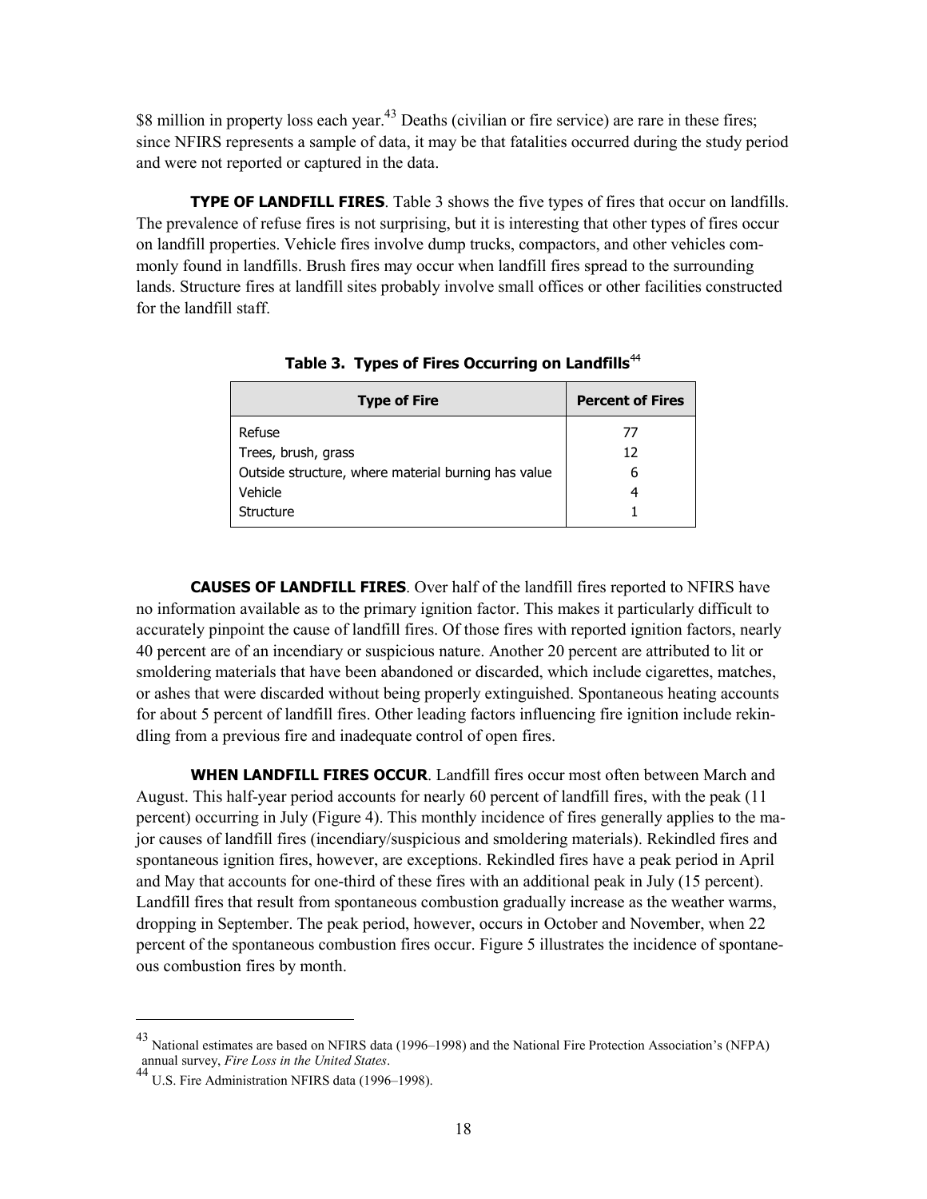$8 million in property loss each year.[43] Deaths (civilian or fire service) are rare in these fires; since NFIRS represents a sample of data, it may be that fatalities occurred during the study period and were not reported or captured in the data.

**TYPE OF LANDFILL FIRES**. Table 3 shows the five types of fires that occur on landfills. The prevalence of refuse fires is not surprising, but it is interesting that other types of fires occur on landfill properties. Vehicle fires involve dump trucks, compactors, and other vehicles commonly found in landfills. Brush fires may occur when landfill fires spread to the surrounding lands. Structure fires at landfill sites probably involve small offices or other facilities constructed for the landfill staff.

**Table 3. Types of Fires Occurring on Landfills**[44]

| Type of Fire | Percent of Fires |
| --- | --- |
| Refuse | 77 |
| Trees, brush, grass | 12 |
| Outside structure, where material burning has value | 6 |
| Vehicle | 4 |
| Structure | 1 |

**CAUSES OF LANDFILL FIRES**. Over half of the landfill fires reported to NFIRS have no information available as to the primary ignition factor. This makes it particularly difficult to accurately pinpoint the cause of landfill fires. Of those fires with reported ignition factors, nearly 40 percent are of an incendiary or suspicious nature. Another 20 percent are attributed to lit or smoldering materials that have been abandoned or discarded, which include cigarettes, matches, or ashes that were discarded without being properly extinguished. Spontaneous heating accounts for about 5 percent of landfill fires. Other leading factors influencing fire ignition include rekindling from a previous fire and inadequate control of open fires.

**WHEN LANDFILL FIRES OCCUR**. Landfill fires occur most often between March and August. This half-year period accounts for nearly 60 percent of landfill fires, with the peak (11 percent) occurring in July (Figure 4). This monthly incidence of fires generally applies to the major causes of landfill fires (incendiary/suspicious and smoldering materials). Rekindled fires and spontaneous ignition fires, however, are exceptions. Rekindled fires have a peak period in April and May that accounts for one-third of these fires with an additional peak in July (15 percent). Landfill fires that result from spontaneous combustion gradually increase as the weather warms, dropping in September. The peak period, however, occurs in October and November, when 22 percent of the spontaneous combustion fires occur. Figure 5 illustrates the incidence of spontaneous combustion fires by month.

---

[43] National estimates are based on NFIRS data (1996–1998) and the National Fire Protection Association's (NFPA) annual survey, *Fire Loss in the United States*.

[44] U.S. Fire Administration NFIRS data (1996–1998).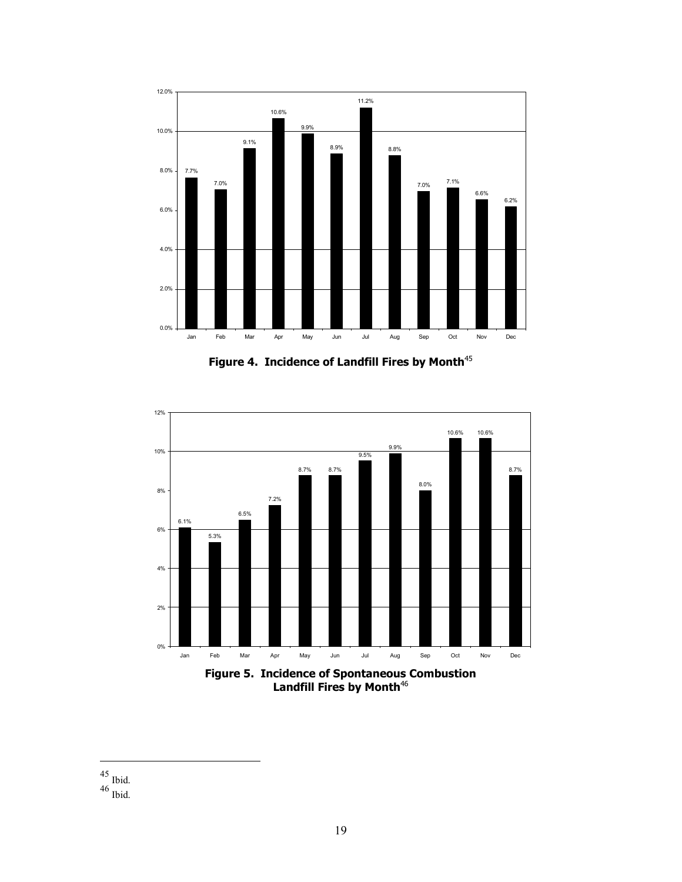**Figure 4. Incidence of Landfill Fires by Month**[45]

**Figure 5. Incidence of Spontaneous Combustion Landfill Fires by Month**[46]

---

[45] Ibid.

[46] Ibid.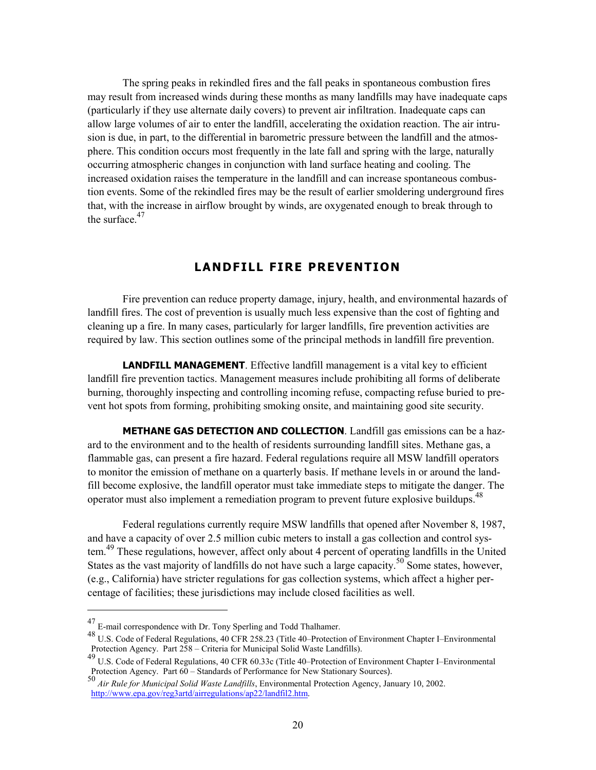The spring peaks in rekindled fires and the fall peaks in spontaneous combustion fires may result from increased winds during these months as many landfills may have inadequate caps (particularly if they use alternate daily covers) to prevent air infiltration. Inadequate caps can allow large volumes of air to enter the landfill, accelerating the oxidation reaction. The air intrusion is due, in part, to the differential in barometric pressure between the landfill and the atmosphere. This condition occurs most frequently in the late fall and spring with the large, naturally occurring atmospheric changes in conjunction with land surface heating and cooling. The increased oxidation raises the temperature in the landfill and can increase spontaneous combustion events. Some of the rekindled fires may be the result of earlier smoldering underground fires that, with the increase in airflow brought by winds, are oxygenated enough to break through to the surface.[47]

## LANDFILL FIRE PREVENTION

Fire prevention can reduce property damage, injury, health, and environmental hazards of landfill fires. The cost of prevention is usually much less expensive than the cost of fighting and cleaning up a fire. In many cases, particularly for larger landfills, fire prevention activities are required by law. This section outlines some of the principal methods in landfill fire prevention.

**LANDFILL MANAGEMENT**. Effective landfill management is a vital key to efficient landfill fire prevention tactics. Management measures include prohibiting all forms of deliberate burning, thoroughly inspecting and controlling incoming refuse, compacting refuse buried to prevent hot spots from forming, prohibiting smoking onsite, and maintaining good site security.

**METHANE GAS DETECTION AND COLLECTION**. Landfill gas emissions can be a hazard to the environment and to the health of residents surrounding landfill sites. Methane gas, a flammable gas, can present a fire hazard. Federal regulations require all MSW landfill operators to monitor the emission of methane on a quarterly basis. If methane levels in or around the landfill become explosive, the landfill operator must take immediate steps to mitigate the danger. The operator must also implement a remediation program to prevent future explosive buildups.[48]

Federal regulations currently require MSW landfills that opened after November 8, 1987, and have a capacity of over 2.5 million cubic meters to install a gas collection and control system.[49] These regulations, however, affect only about 4 percent of operating landfills in the United States as the vast majority of landfills do not have such a large capacity.[50] Some states, however, (e.g., California) have stricter regulations for gas collection systems, which affect a higher percentage of facilities; these jurisdictions may include closed facilities as well.

---

[47] E-mail correspondence with Dr. Tony Sperling and Todd Thalhamer.

[48] U.S. Code of Federal Regulations, 40 CFR 258.23 (Title 40–Protection of Environment Chapter I–Environmental Protection Agency. Part 258 – Criteria for Municipal Solid Waste Landfills).

[49] U.S. Code of Federal Regulations, 40 CFR 60.33c (Title 40–Protection of Environment Chapter I–Environmental Protection Agency. Part 60 – Standards of Performance for New Stationary Sources).

[50] *Air Rule for Municipal Solid Waste Landfills*, Environmental Protection Agency, January 10, 2002. http://www.epa.gov/reg3artd/airregulations/ap22/landfil2.htm.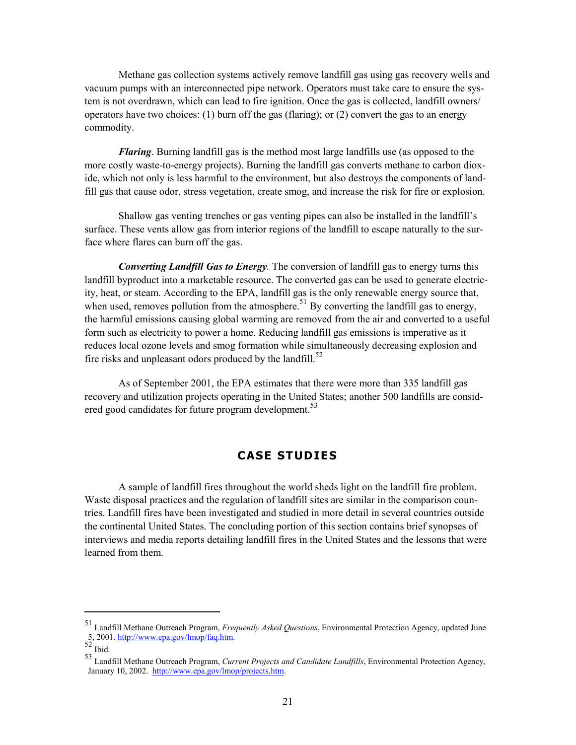Methane gas collection systems actively remove landfill gas using gas recovery wells and vacuum pumps with an interconnected pipe network. Operators must take care to ensure the system is not overdrawn, which can lead to fire ignition. Once the gas is collected, landfill owners/operators have two choices: (1) burn off the gas (flaring); or (2) convert the gas to an energy commodity.

***Flaring***. Burning landfill gas is the method most large landfills use (as opposed to the more costly waste-to-energy projects). Burning the landfill gas converts methane to carbon dioxide, which not only is less harmful to the environment, but also destroys the components of landfill gas that cause odor, stress vegetation, create smog, and increase the risk for fire or explosion.

Shallow gas venting trenches or gas venting pipes can also be installed in the landfill's surface. These vents allow gas from interior regions of the landfill to escape naturally to the surface where flares can burn off the gas.

***Converting Landfill Gas to Energy***. The conversion of landfill gas to energy turns this landfill byproduct into a marketable resource. The converted gas can be used to generate electricity, heat, or steam. According to the EPA, landfill gas is the only renewable energy source that, when used, removes pollution from the atmosphere.[51] By converting the landfill gas to energy, the harmful emissions causing global warming are removed from the air and converted to a useful form such as electricity to power a home. Reducing landfill gas emissions is imperative as it reduces local ozone levels and smog formation while simultaneously decreasing explosion and fire risks and unpleasant odors produced by the landfill.[52]

As of September 2001, the EPA estimates that there were more than 335 landfill gas recovery and utilization projects operating in the United States; another 500 landfills are considered good candidates for future program development.[53]

## CASE STUDIES

A sample of landfill fires throughout the world sheds light on the landfill fire problem. Waste disposal practices and the regulation of landfill sites are similar in the comparison countries. Landfill fires have been investigated and studied in more detail in several countries outside the continental United States. The concluding portion of this section contains brief synopses of interviews and media reports detailing landfill fires in the United States and the lessons that were learned from them.

---

[51] Landfill Methane Outreach Program, *Frequently Asked Questions*, Environmental Protection Agency, updated June 5, 2001. http://www.epa.gov/lmop/faq.htm.

[52] Ibid.

[53] Landfill Methane Outreach Program, *Current Projects and Candidate Landfills*, Environmental Protection Agency, January 10, 2002. http://www.epa.gov/lmop/projects.htm.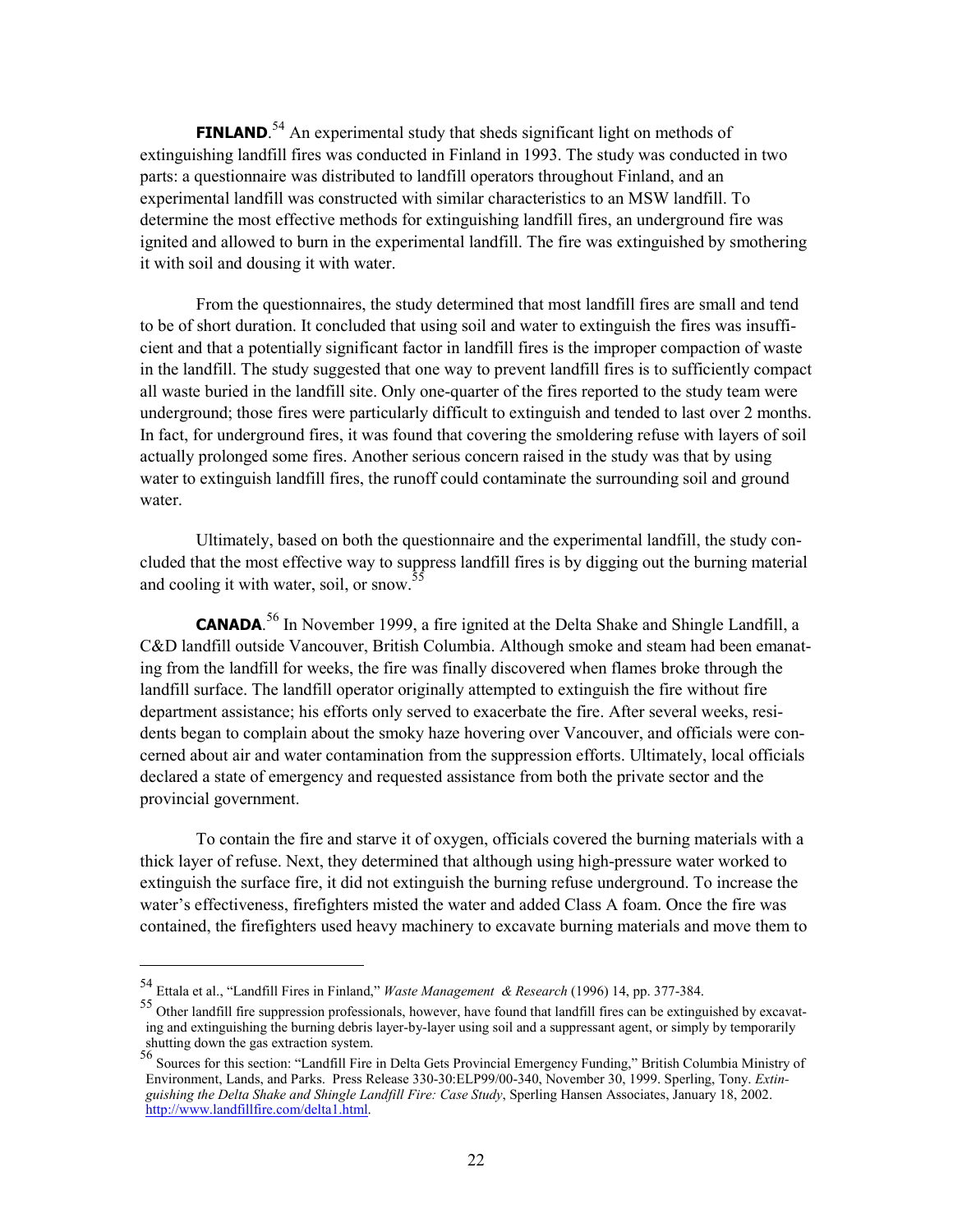**FINLAND**.[54] An experimental study that sheds significant light on methods of extinguishing landfill fires was conducted in Finland in 1993. The study was conducted in two parts: a questionnaire was distributed to landfill operators throughout Finland, and an experimental landfill was constructed with similar characteristics to an MSW landfill. To determine the most effective methods for extinguishing landfill fires, an underground fire was ignited and allowed to burn in the experimental landfill. The fire was extinguished by smothering it with soil and dousing it with water.

From the questionnaires, the study determined that most landfill fires are small and tend to be of short duration. It concluded that using soil and water to extinguish the fires was insufficient and that a potentially significant factor in landfill fires is the improper compaction of waste in the landfill. The study suggested that one way to prevent landfill fires is to sufficiently compact all waste buried in the landfill site. Only one-quarter of the fires reported to the study team were underground; those fires were particularly difficult to extinguish and tended to last over 2 months. In fact, for underground fires, it was found that covering the smoldering refuse with layers of soil actually prolonged some fires. Another serious concern raised in the study was that by using water to extinguish landfill fires, the runoff could contaminate the surrounding soil and ground water.

Ultimately, based on both the questionnaire and the experimental landfill, the study concluded that the most effective way to suppress landfill fires is by digging out the burning material and cooling it with water, soil, or snow.[55]

**CANADA**.[56] In November 1999, a fire ignited at the Delta Shake and Shingle Landfill, a C&D landfill outside Vancouver, British Columbia. Although smoke and steam had been emanating from the landfill for weeks, the fire was finally discovered when flames broke through the landfill surface. The landfill operator originally attempted to extinguish the fire without fire department assistance; his efforts only served to exacerbate the fire. After several weeks, residents began to complain about the smoky haze hovering over Vancouver, and officials were concerned about air and water contamination from the suppression efforts. Ultimately, local officials declared a state of emergency and requested assistance from both the private sector and the provincial government.

To contain the fire and starve it of oxygen, officials covered the burning materials with a thick layer of refuse. Next, they determined that although using high-pressure water worked to extinguish the surface fire, it did not extinguish the burning refuse underground. To increase the water's effectiveness, firefighters misted the water and added Class A foam. Once the fire was contained, the firefighters used heavy machinery to excavate burning materials and move them to

---

[54] Ettala et al., "Landfill Fires in Finland," *Waste Management & Research* (1996) 14, pp. 377-384.

[55] Other landfill fire suppression professionals, however, have found that landfill fires can be extinguished by excavating and extinguishing the burning debris layer-by-layer using soil and a suppressant agent, or simply by temporarily shutting down the gas extraction system.

[56] Sources for this section: "Landfill Fire in Delta Gets Provincial Emergency Funding," British Columbia Ministry of Environment, Lands, and Parks. Press Release 330-30:ELP99/00-340, November 30, 1999. Sperling, Tony. *Extinguishing the Delta Shake and Shingle Landfill Fire: Case Study*, Sperling Hansen Associates, January 18, 2002. http://www.landfillfire.com/delta1.html.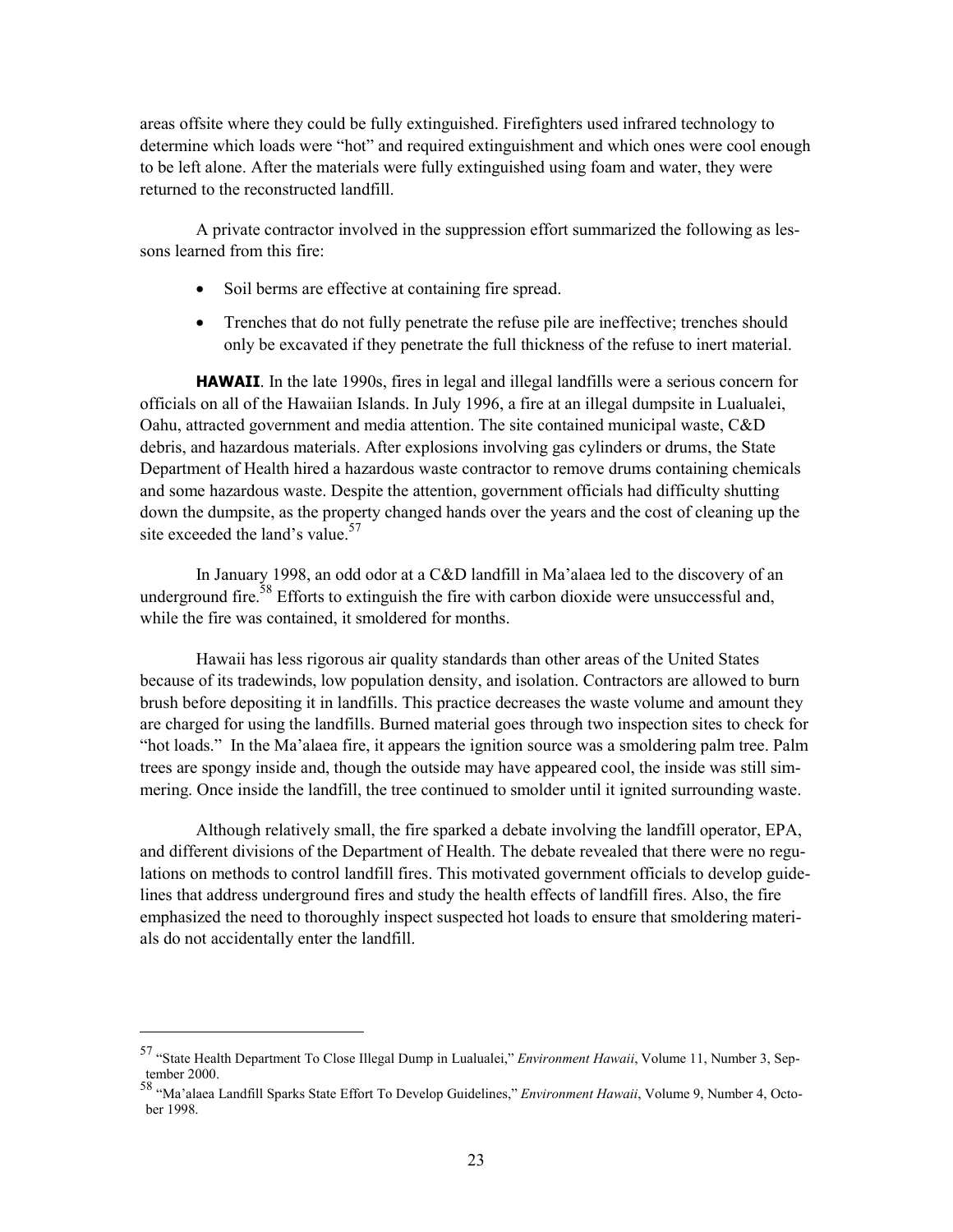areas offsite where they could be fully extinguished. Firefighters used infrared technology to determine which loads were "hot" and required extinguishment and which ones were cool enough to be left alone. After the materials were fully extinguished using foam and water, they were returned to the reconstructed landfill.

A private contractor involved in the suppression effort summarized the following as lessons learned from this fire:

- Soil berms are effective at containing fire spread.
- Trenches that do not fully penetrate the refuse pile are ineffective; trenches should only be excavated if they penetrate the full thickness of the refuse to inert material.

**HAWAII**. In the late 1990s, fires in legal and illegal landfills were a serious concern for officials on all of the Hawaiian Islands. In July 1996, a fire at an illegal dumpsite in Lualualei, Oahu, attracted government and media attention. The site contained municipal waste, C&D debris, and hazardous materials. After explosions involving gas cylinders or drums, the State Department of Health hired a hazardous waste contractor to remove drums containing chemicals and some hazardous waste. Despite the attention, government officials had difficulty shutting down the dumpsite, as the property changed hands over the years and the cost of cleaning up the site exceeded the land's value.[57]

In January 1998, an odd odor at a C&D landfill in Ma'alaea led to the discovery of an underground fire.[58] Efforts to extinguish the fire with carbon dioxide were unsuccessful and, while the fire was contained, it smoldered for months.

Hawaii has less rigorous air quality standards than other areas of the United States because of its tradewinds, low population density, and isolation. Contractors are allowed to burn brush before depositing it in landfills. This practice decreases the waste volume and amount they are charged for using the landfills. Burned material goes through two inspection sites to check for "hot loads." In the Ma'alaea fire, it appears the ignition source was a smoldering palm tree. Palm trees are spongy inside and, though the outside may have appeared cool, the inside was still simmering. Once inside the landfill, the tree continued to smolder until it ignited surrounding waste.

Although relatively small, the fire sparked a debate involving the landfill operator, EPA, and different divisions of the Department of Health. The debate revealed that there were no regulations on methods to control landfill fires. This motivated government officials to develop guidelines that address underground fires and study the health effects of landfill fires. Also, the fire emphasized the need to thoroughly inspect suspected hot loads to ensure that smoldering materials do not accidentally enter the landfill.

---

[57] "State Health Department To Close Illegal Dump in Lualualei," *Environment Hawaii*, Volume 11, Number 3, September 2000.

[58] "Ma'alaea Landfill Sparks State Effort To Develop Guidelines," *Environment Hawaii*, Volume 9, Number 4, October 1998.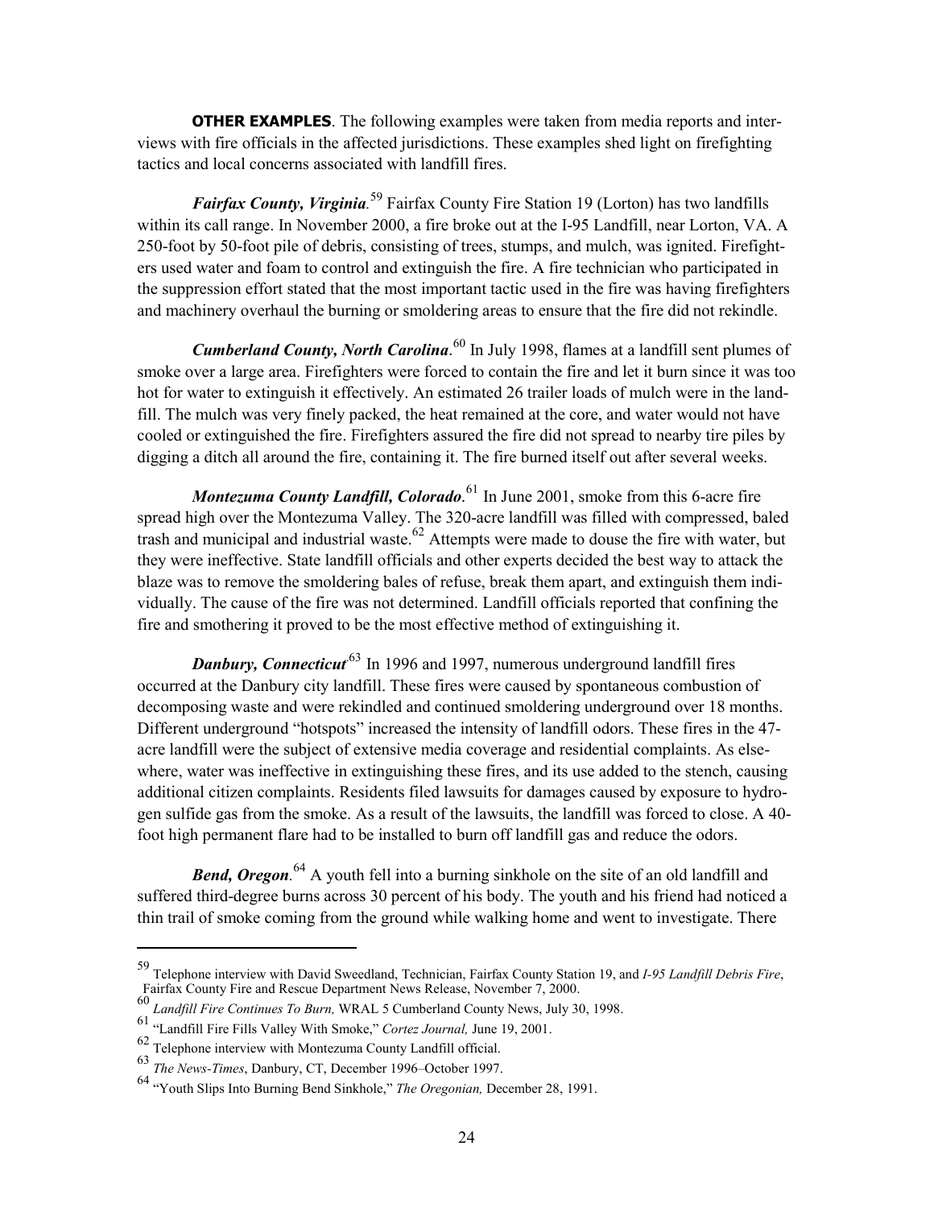**OTHER EXAMPLES**. The following examples were taken from media reports and interviews with fire officials in the affected jurisdictions. These examples shed light on firefighting tactics and local concerns associated with landfill fires.

***Fairfax County, Virginia***.[59] Fairfax County Fire Station 19 (Lorton) has two landfills within its call range. In November 2000, a fire broke out at the I-95 Landfill, near Lorton, VA. A 250-foot by 50-foot pile of debris, consisting of trees, stumps, and mulch, was ignited. Firefighters used water and foam to control and extinguish the fire. A fire technician who participated in the suppression effort stated that the most important tactic used in the fire was having firefighters and machinery overhaul the burning or smoldering areas to ensure that the fire did not rekindle.

***Cumberland County, North Carolina***.[60] In July 1998, flames at a landfill sent plumes of smoke over a large area. Firefighters were forced to contain the fire and let it burn since it was too hot for water to extinguish it effectively. An estimated 26 trailer loads of mulch were in the landfill. The mulch was very finely packed, the heat remained at the core, and water would not have cooled or extinguished the fire. Firefighters assured the fire did not spread to nearby tire piles by digging a ditch all around the fire, containing it. The fire burned itself out after several weeks.

***Montezuma County Landfill, Colorado***.[61] In June 2001, smoke from this 6-acre fire spread high over the Montezuma Valley. The 320-acre landfill was filled with compressed, baled trash and municipal and industrial waste.[62] Attempts were made to douse the fire with water, but they were ineffective. State landfill officials and other experts decided the best way to attack the blaze was to remove the smoldering bales of refuse, break them apart, and extinguish them individually. The cause of the fire was not determined. Landfill officials reported that confining the fire and smothering it proved to be the most effective method of extinguishing it.

***Danbury, Connecticut***.[63] In 1996 and 1997, numerous underground landfill fires occurred at the Danbury city landfill. These fires were caused by spontaneous combustion of decomposing waste and were rekindled and continued smoldering underground over 18 months. Different underground "hotspots" increased the intensity of landfill odors. These fires in the 47-acre landfill were the subject of extensive media coverage and residential complaints. As elsewhere, water was ineffective in extinguishing these fires, and its use added to the stench, causing additional citizen complaints. Residents filed lawsuits for damages caused by exposure to hydrogen sulfide gas from the smoke. As a result of the lawsuits, the landfill was forced to close. A 40-foot high permanent flare had to be installed to burn off landfill gas and reduce the odors.

***Bend, Oregon***.[64] A youth fell into a burning sinkhole on the site of an old landfill and suffered third-degree burns across 30 percent of his body. The youth and his friend had noticed a thin trail of smoke coming from the ground while walking home and went to investigate. There

---

[59] Telephone interview with David Sweedland, Technician, Fairfax County Station 19, and *I-95 Landfill Debris Fire*, Fairfax County Fire and Rescue Department News Release, November 7, 2000.

[60] *Landfill Fire Continues To Burn,* WRAL 5 Cumberland County News, July 30, 1998.

[61] "Landfill Fire Fills Valley With Smoke," *Cortez Journal,* June 19, 2001.

[62] Telephone interview with Montezuma County Landfill official.

[63] *The News-Times*, Danbury, CT, December 1996–October 1997.

[64] "Youth Slips Into Burning Bend Sinkhole," *The Oregonian,* December 28, 1991.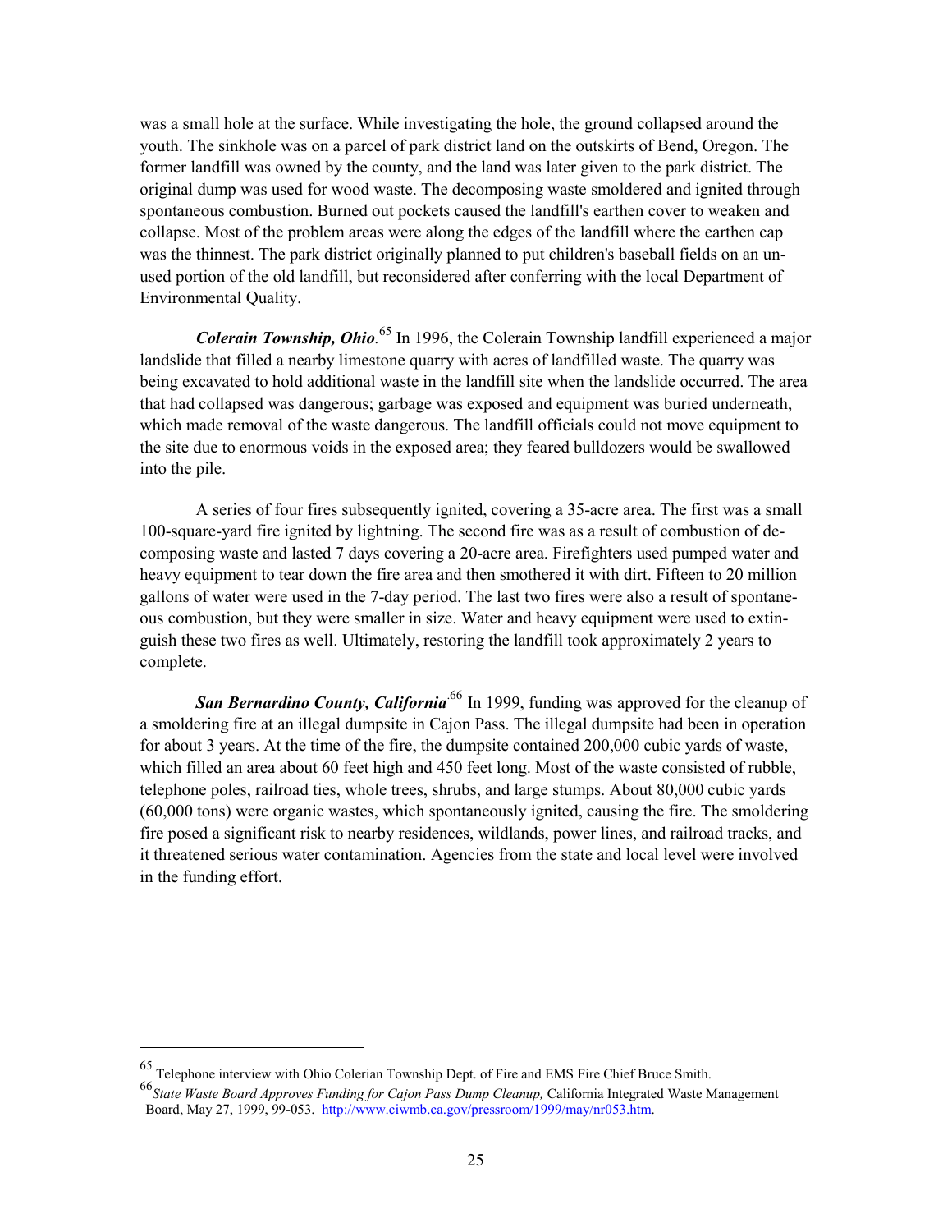was a small hole at the surface. While investigating the hole, the ground collapsed around the youth. The sinkhole was on a parcel of park district land on the outskirts of Bend, Oregon. The former landfill was owned by the county, and the land was later given to the park district. The original dump was used for wood waste. The decomposing waste smoldered and ignited through spontaneous combustion. Burned out pockets caused the landfill's earthen cover to weaken and collapse. Most of the problem areas were along the edges of the landfill where the earthen cap was the thinnest. The park district originally planned to put children's baseball fields on an unused portion of the old landfill, but reconsidered after conferring with the local Department of Environmental Quality.

***Colerain Township, Ohio***.[65] In 1996, the Colerain Township landfill experienced a major landslide that filled a nearby limestone quarry with acres of landfilled waste. The quarry was being excavated to hold additional waste in the landfill site when the landslide occurred. The area that had collapsed was dangerous; garbage was exposed and equipment was buried underneath, which made removal of the waste dangerous. The landfill officials could not move equipment to the site due to enormous voids in the exposed area; they feared bulldozers would be swallowed into the pile.

A series of four fires subsequently ignited, covering a 35-acre area. The first was a small 100-square-yard fire ignited by lightning. The second fire was as a result of combustion of decomposing waste and lasted 7 days covering a 20-acre area. Firefighters used pumped water and heavy equipment to tear down the fire area and then smothered it with dirt. Fifteen to 20 million gallons of water were used in the 7-day period. The last two fires were also a result of spontaneous combustion, but they were smaller in size. Water and heavy equipment were used to extinguish these two fires as well. Ultimately, restoring the landfill took approximately 2 years to complete.

***San Bernardino County, California***.[66] In 1999, funding was approved for the cleanup of a smoldering fire at an illegal dumpsite in Cajon Pass. The illegal dumpsite had been in operation for about 3 years. At the time of the fire, the dumpsite contained 200,000 cubic yards of waste, which filled an area about 60 feet high and 450 feet long. Most of the waste consisted of rubble, telephone poles, railroad ties, whole trees, shrubs, and large stumps. About 80,000 cubic yards (60,000 tons) were organic wastes, which spontaneously ignited, causing the fire. The smoldering fire posed a significant risk to nearby residences, wildlands, power lines, and railroad tracks, and it threatened serious water contamination. Agencies from the state and local level were involved in the funding effort.

---

[65] Telephone interview with Ohio Colerian Township Dept. of Fire and EMS Fire Chief Bruce Smith.

[66] *State Waste Board Approves Funding for Cajon Pass Dump Cleanup,* California Integrated Waste Management Board, May 27, 1999, 99-053. http://www.ciwmb.ca.gov/pressroom/1999/may/nr053.htm.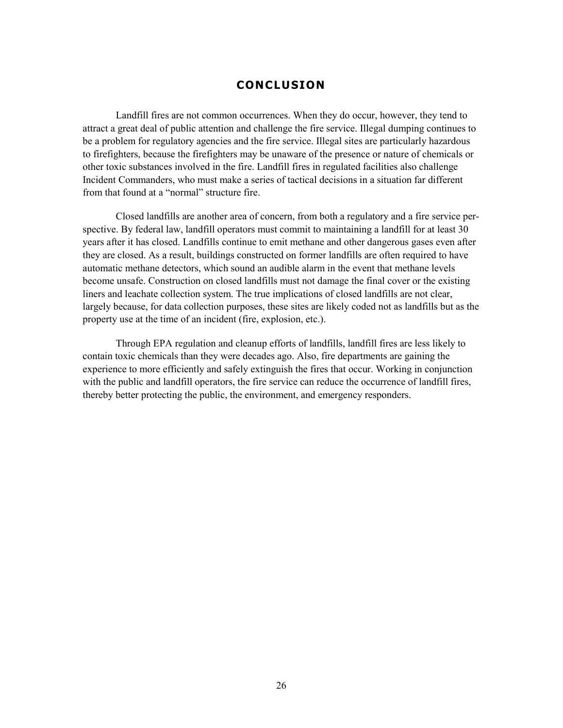# CONCLUSION

Landfill fires are not common occurrences. When they do occur, however, they tend to attract a great deal of public attention and challenge the fire service. Illegal dumping continues to be a problem for regulatory agencies and the fire service. Illegal sites are particularly hazardous to firefighters, because the firefighters may be unaware of the presence or nature of chemicals or other toxic substances involved in the fire. Landfill fires in regulated facilities also challenge Incident Commanders, who must make a series of tactical decisions in a situation far different from that found at a "normal" structure fire.

Closed landfills are another area of concern, from both a regulatory and a fire service perspective. By federal law, landfill operators must commit to maintaining a landfill for at least 30 years after it has closed. Landfills continue to emit methane and other dangerous gases even after they are closed. As a result, buildings constructed on former landfills are often required to have automatic methane detectors, which sound an audible alarm in the event that methane levels become unsafe. Construction on closed landfills must not damage the final cover or the existing liners and leachate collection system. The true implications of closed landfills are not clear, largely because, for data collection purposes, these sites are likely coded not as landfills but as the property use at the time of an incident (fire, explosion, etc.).

Through EPA regulation and cleanup efforts of landfills, landfill fires are less likely to contain toxic chemicals than they were decades ago. Also, fire departments are gaining the experience to more efficiently and safely extinguish the fires that occur. Working in conjunction with the public and landfill operators, the fire service can reduce the occurrence of landfill fires, thereby better protecting the public, the environment, and emergency responders.